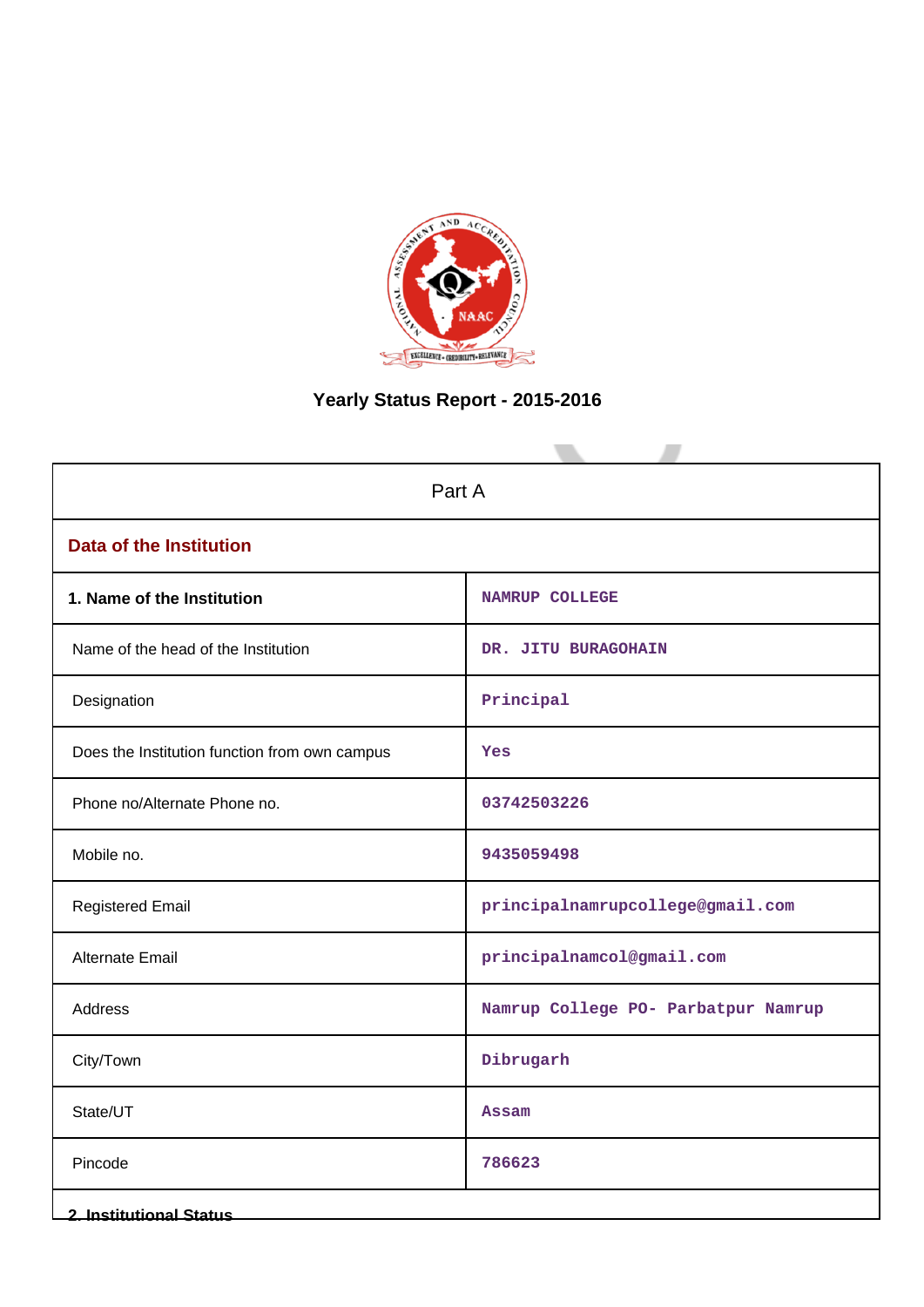# Yearly Status Report - 2015-2016

| Part A | |
|---|---|
| **Data of the Institution** | |
| **1. Name of the Institution** | NAMRUP COLLEGE |
| Name of the head of the Institution | DR. JITU BURAGOHAIN |
| Designation | Principal |
| Does the Institution function from own campus | Yes |
| Phone no/Alternate Phone no. | 03742503226 |
| Mobile no. | 9435059498 |
| Registered Email | principalnamrupcollege@gmail.com |
| Alternate Email | principalnamcol@gmail.com |
| Address | Namrup College PO- Parbatpur Namrup |
| City/Town | Dibrugarh |
| State/UT | Assam |
| Pincode | 786623 |

**2. Institutional Status**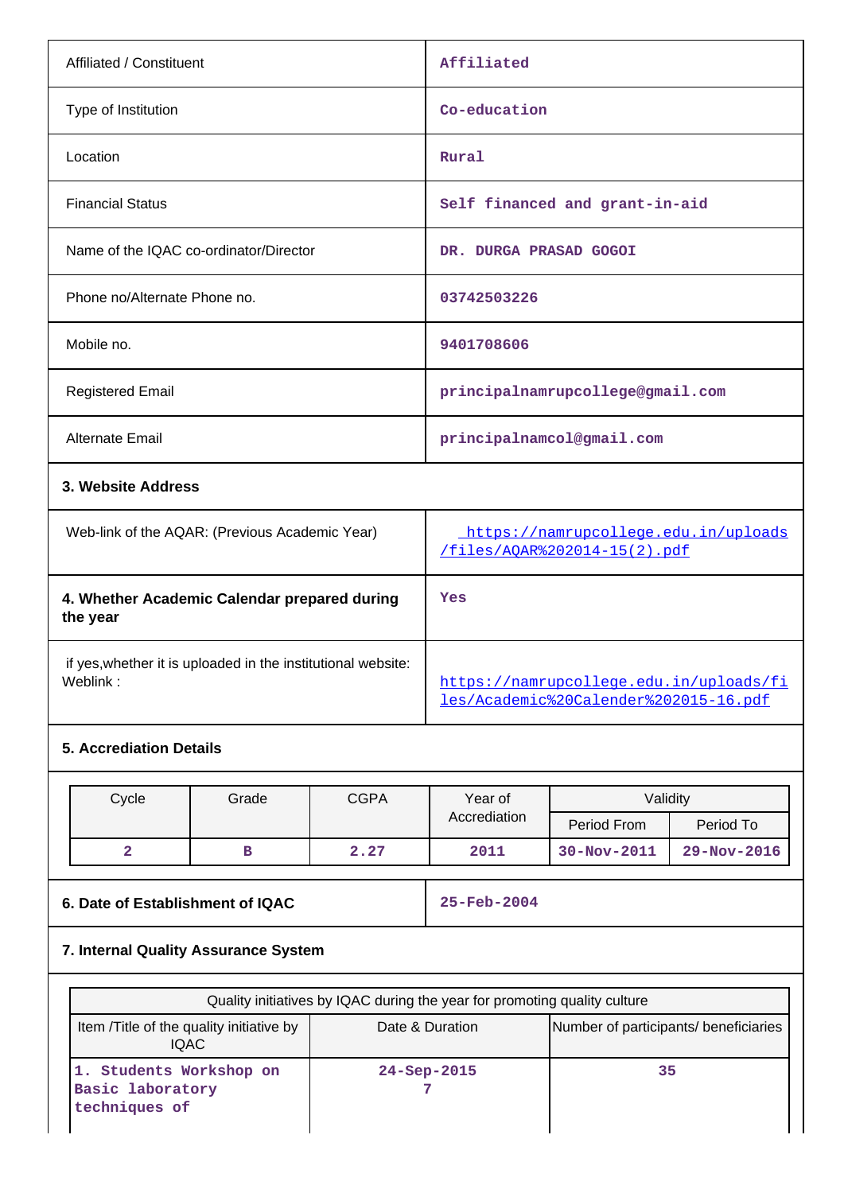| | |
|---|---|
| Affiliated / Constituent | Affiliated |
| Type of Institution | Co-education |
| Location | Rural |
| Financial Status | Self financed and grant-in-aid |
| Name of the IQAC co-ordinator/Director | DR. DURGA PRASAD GOGOI |
| Phone no/Alternate Phone no. | 03742503226 |
| Mobile no. | 9401708606 |
| Registered Email | principalnamrupcollege@gmail.com |
| Alternate Email | principalnamcol@gmail.com |

**3. Website Address**

| | |
|---|---|
| Web-link of the AQAR: (Previous Academic Year) | https://namrupcollege.edu.in/uploads/files/AQAR%202014-15(2).pdf |
| **4. Whether Academic Calendar prepared during the year** | Yes |
| if yes,whether it is uploaded in the institutional website: Weblink : | https://namrupcollege.edu.in/uploads/files/Academic%20Calender%202015-16.pdf |

**5. Accrediation Details**

| Cycle | Grade | CGPA | Year of Accrediation | Validity | |
|---|---|---|---|---|---|
| | | | | Period From | Period To |
| 2 | B | 2.27 | 2011 | 30-Nov-2011 | 29-Nov-2016 |

| | |
|---|---|
| **6. Date of Establishment of IQAC** | 25-Feb-2004 |

**7. Internal Quality Assurance System**

| Quality initiatives by IQAC during the year for promoting quality culture | | |
|---|---|---|
| Item /Title of the quality initiative by IQAC | Date & Duration | Number of participants/ beneficiaries |
| 1. Students Workshop on Basic laboratory techniques of | 24-Sep-2015 7 | 35 |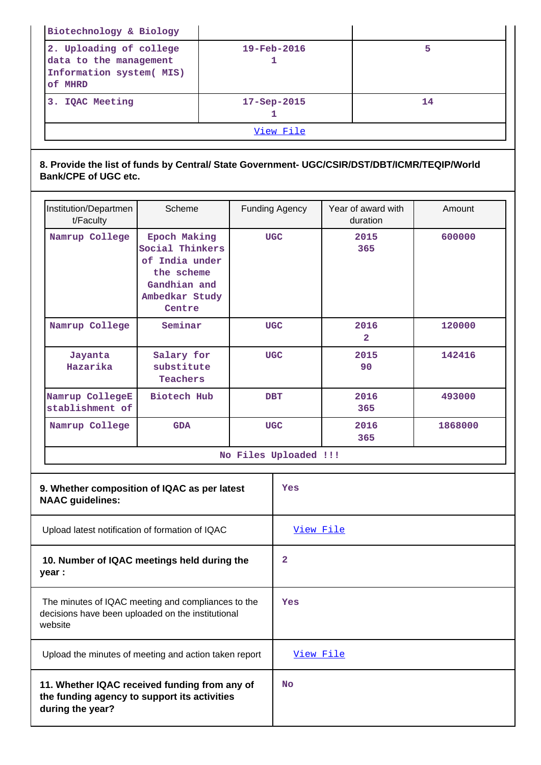| | | |
|---|---|---|
| Biotechnology & Biology | | |
| 2. Uploading of college data to the management Information system( MIS) of MHRD | 19-Feb-2016 1 | 5 |
| 3. IQAC Meeting | 17-Sep-2015 1 | 14 |
| View File | | |

**8. Provide the list of funds by Central/ State Government- UGC/CSIR/DST/DBT/ICMR/TEQIP/World Bank/CPE of UGC etc.**

| Institution/Department/Faculty | Scheme | Funding Agency | Year of award with duration | Amount |
|---|---|---|---|---|
| Namrup College | Epoch Making Social Thinkers of India under the scheme Gandhian and Ambedkar Study Centre | UGC | 2015 365 | 600000 |
| Namrup College | Seminar | UGC | 2016 2 | 120000 |
| Jayanta Hazarika | Salary for substitute Teachers | UGC | 2015 90 | 142416 |
| Namrup CollegeEstablishment of | Biotech Hub | DBT | 2016 365 | 493000 |
| Namrup College | GDA | UGC | 2016 365 | 1868000 |
| No Files Uploaded !!! | | | | |

| | |
|---|---|
| **9. Whether composition of IQAC as per latest NAAC guidelines:** | Yes |
| Upload latest notification of formation of IQAC | View File |
| **10. Number of IQAC meetings held during the year :** | 2 |
| The minutes of IQAC meeting and compliances to the decisions have been uploaded on the institutional website | Yes |
| Upload the minutes of meeting and action taken report | View File |
| **11. Whether IQAC received funding from any of the funding agency to support its activities during the year?** | No |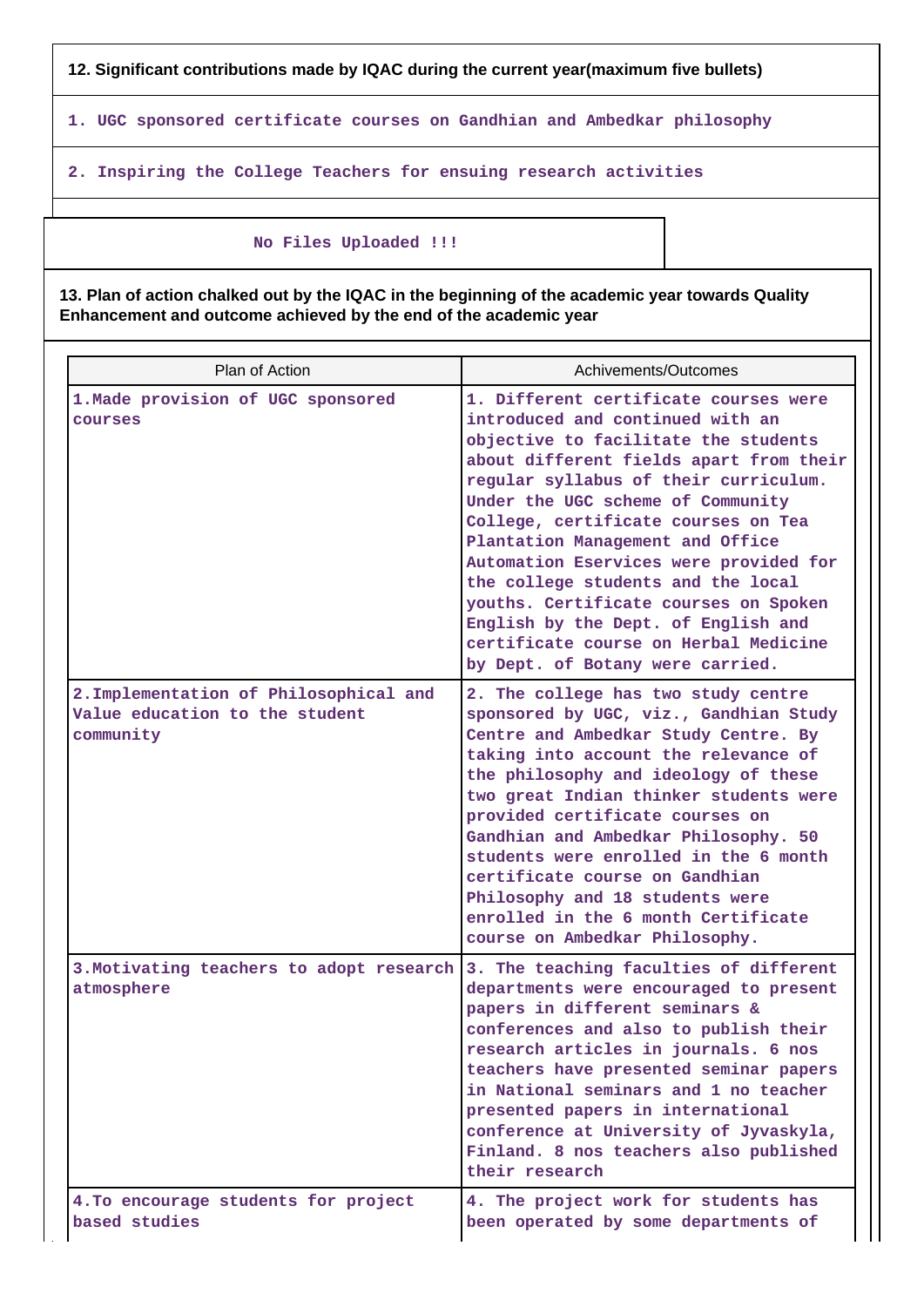**12. Significant contributions made by IQAC during the current year(maximum five bullets)**

1. UGC sponsored certificate courses on Gandhian and Ambedkar philosophy

2. Inspiring the College Teachers for ensuing research activities

No Files Uploaded !!!

**13. Plan of action chalked out by the IQAC in the beginning of the academic year towards Quality Enhancement and outcome achieved by the end of the academic year**

| Plan of Action | Achivements/Outcomes |
|---|---|
| 1.Made provision of UGC sponsored courses | 1. Different certificate courses were introduced and continued with an objective to facilitate the students about different fields apart from their regular syllabus of their curriculum. Under the UGC scheme of Community College, certificate courses on Tea Plantation Management and Office Automation Eservices were provided for the college students and the local youths. Certificate courses on Spoken English by the Dept. of English and certificate course on Herbal Medicine by Dept. of Botany were carried. |
| 2.Implementation of Philosophical and Value education to the student community | 2. The college has two study centre sponsored by UGC, viz., Gandhian Study Centre and Ambedkar Study Centre. By taking into account the relevance of the philosophy and ideology of these two great Indian thinker students were provided certificate courses on Gandhian and Ambedkar Philosophy. 50 students were enrolled in the 6 month certificate course on Gandhian Philosophy and 18 students were enrolled in the 6 month Certificate course on Ambedkar Philosophy. |
| 3.Motivating teachers to adopt research atmosphere | 3. The teaching faculties of different departments were encouraged to present papers in different seminars & conferences and also to publish their research articles in journals. 6 nos teachers have presented seminar papers in National seminars and 1 no teacher presented papers in international conference at University of Jyvaskyla, Finland. 8 nos teachers also published their research |
| 4.To encourage students for project based studies | 4. The project work for students has been operated by some departments of |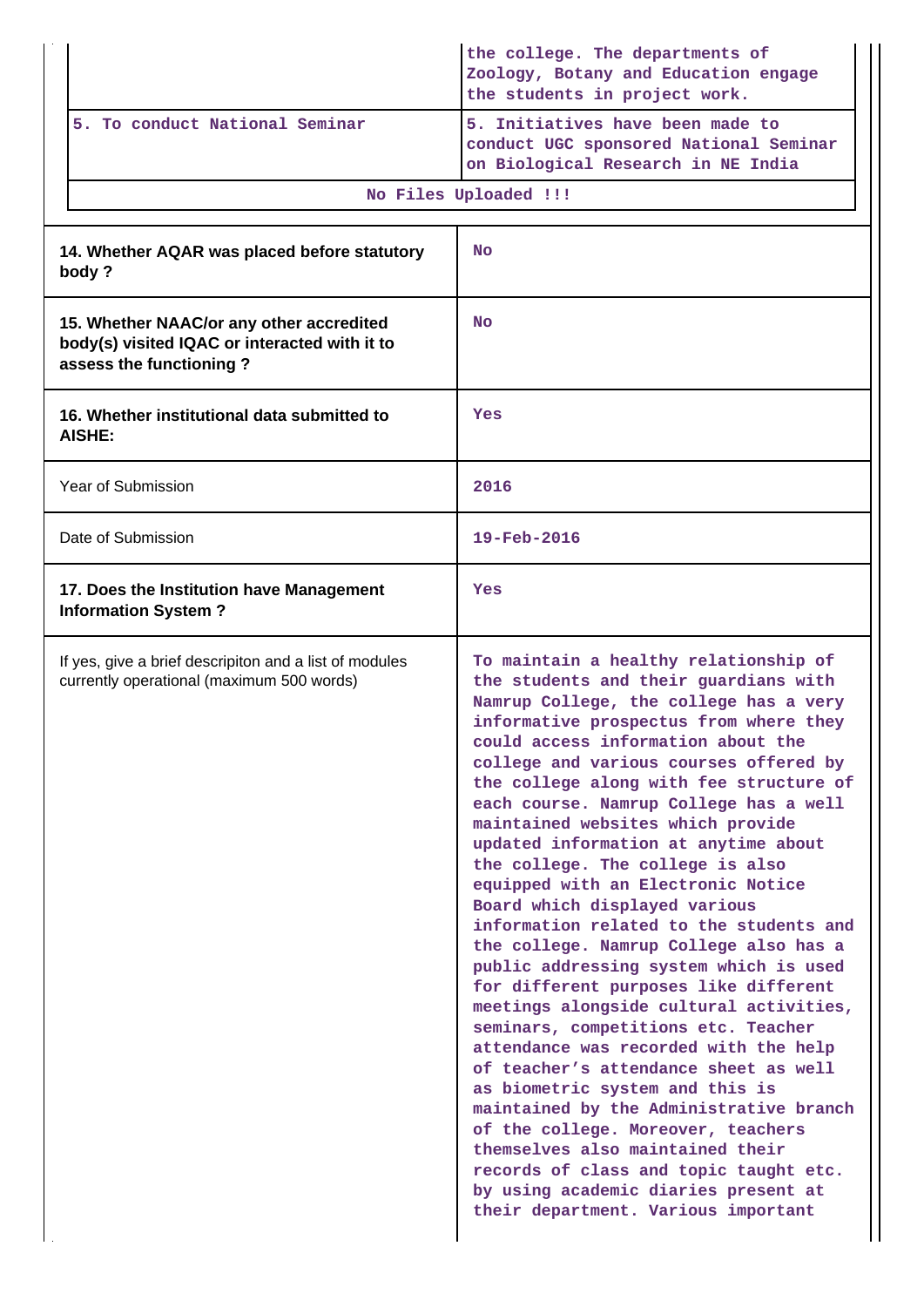| | |
|---|---|
| | the college. The departments of Zoology, Botany and Education engage the students in project work. |
| 5. To conduct National Seminar | 5. Initiatives have been made to conduct UGC sponsored National Seminar on Biological Research in NE India |

No Files Uploaded !!!

| | |
|---|---|
| **14. Whether AQAR was placed before statutory body ?** | No |
| **15. Whether NAAC/or any other accredited body(s) visited IQAC or interacted with it to assess the functioning ?** | No |
| **16. Whether institutional data submitted to AISHE:** | Yes |
| Year of Submission | 2016 |
| Date of Submission | 19-Feb-2016 |
| **17. Does the Institution have Management Information System ?** | Yes |
| If yes, give a brief descripiton and a list of modules currently operational (maximum 500 words) | To maintain a healthy relationship of the students and their guardians with Namrup College, the college has a very informative prospectus from where they could access information about the college and various courses offered by the college along with fee structure of each course. Namrup College has a well maintained websites which provide updated information at anytime about the college. The college is also equipped with an Electronic Notice Board which displayed various information related to the students and the college. Namrup College also has a public addressing system which is used for different purposes like different meetings alongside cultural activities, seminars, competitions etc. Teacher attendance was recorded with the help of teacher's attendance sheet as well as biometric system and this is maintained by the Administrative branch of the college. Moreover, teachers themselves also maintained their records of class and topic taught etc. by using academic diaries present at their department. Various important |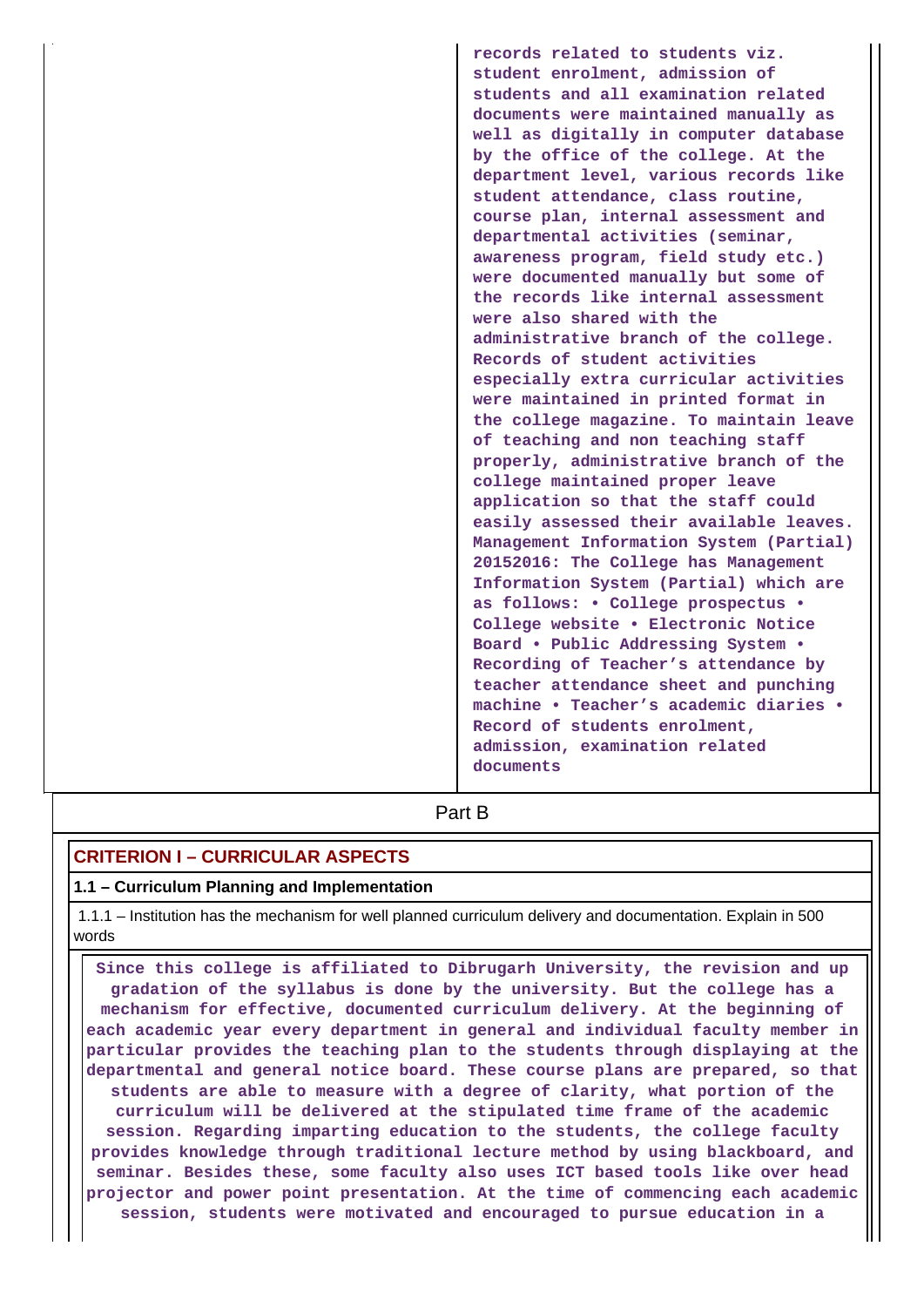| | records related to students viz. student enrolment, admission of students and all examination related documents were maintained manually as well as digitally in computer database by the office of the college. At the department level, various records like student attendance, class routine, course plan, internal assessment and departmental activities (seminar, awareness program, field study etc.) were documented manually but some of the records like internal assessment were also shared with the administrative branch of the college. Records of student activities especially extra curricular activities were maintained in printed format in the college magazine. To maintain leave of teaching and non teaching staff properly, administrative branch of the college maintained proper leave application so that the staff could easily assessed their available leaves. Management Information System (Partial) 20152016: The College has Management Information System (Partial) which are as follows: • College prospectus • College website • Electronic Notice Board • Public Addressing System • Recording of Teacher's attendance by teacher attendance sheet and punching machine • Teacher's academic diaries • Record of students enrolment, admission, examination related documents |
|---|---|

## Part B

### CRITERION I – CURRICULAR ASPECTS

#### 1.1 – Curriculum Planning and Implementation

1.1.1 – Institution has the mechanism for well planned curriculum delivery and documentation. Explain in 500 words

**Since this college is affiliated to Dibrugarh University, the revision and up gradation of the syllabus is done by the university. But the college has a mechanism for effective, documented curriculum delivery. At the beginning of each academic year every department in general and individual faculty member in particular provides the teaching plan to the students through displaying at the departmental and general notice board. These course plans are prepared, so that students are able to measure with a degree of clarity, what portion of the curriculum will be delivered at the stipulated time frame of the academic session. Regarding imparting education to the students, the college faculty provides knowledge through traditional lecture method by using blackboard, and seminar. Besides these, some faculty also uses ICT based tools like over head projector and power point presentation. At the time of commencing each academic session, students were motivated and encouraged to pursue education in a**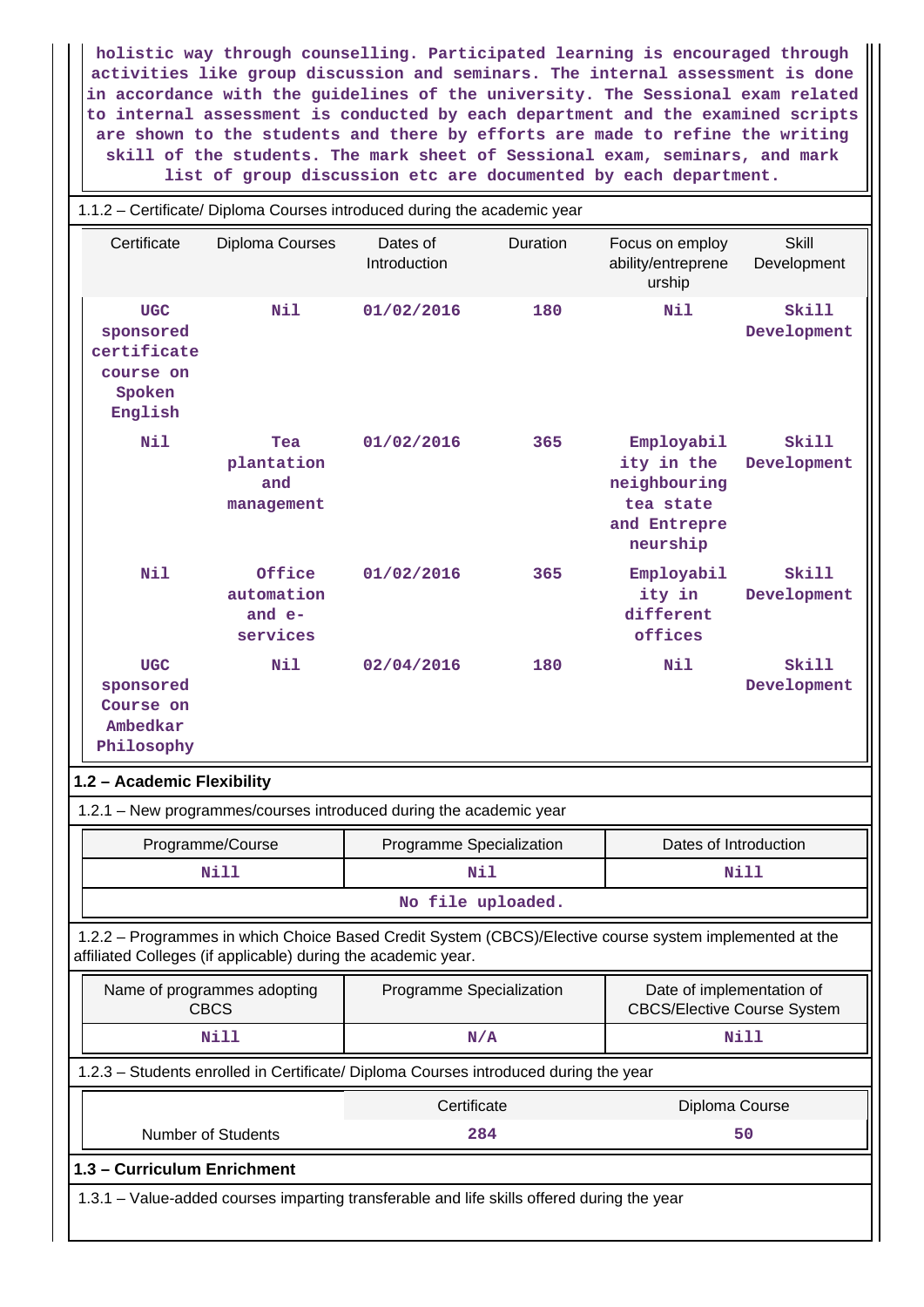holistic way through counselling. Participated learning is encouraged through activities like group discussion and seminars. The internal assessment is done in accordance with the guidelines of the university. The Sessional exam related to internal assessment is conducted by each department and the examined scripts are shown to the students and there by efforts are made to refine the writing skill of the students. The mark sheet of Sessional exam, seminars, and mark list of group discussion etc are documented by each department.

1.1.2 – Certificate/ Diploma Courses introduced during the academic year

| Certificate | Diploma Courses | Dates of Introduction | Duration | Focus on employ ability/entreprene urship | Skill Development |
|---|---|---|---|---|---|
| UGC sponsored certificate course on Spoken English | Nil | 01/02/2016 | 180 | Nil | Skill Development |
| Nil | Tea plantation and management | 01/02/2016 | 365 | Employability in the neighbouring tea state and Entrepreneurship | Skill Development |
| Nil | Office automation and e-services | 01/02/2016 | 365 | Employability in different offices | Skill Development |
| UGC sponsored Course on Ambedkar Philosophy | Nil | 02/04/2016 | 180 | Nil | Skill Development |

## 1.2 – Academic Flexibility

1.2.1 – New programmes/courses introduced during the academic year

| Programme/Course | Programme Specialization | Dates of Introduction |
|---|---|---|
| Nill | Nil | Nill |
| No file uploaded. | | |

1.2.2 – Programmes in which Choice Based Credit System (CBCS)/Elective course system implemented at the affiliated Colleges (if applicable) during the academic year.

| Name of programmes adopting CBCS | Programme Specialization | Date of implementation of CBCS/Elective Course System |
|---|---|---|
| Nill | N/A | Nill |

1.2.3 – Students enrolled in Certificate/ Diploma Courses introduced during the year

| | Certificate | Diploma Course |
|---|---|---|
| Number of Students | 284 | 50 |

## 1.3 – Curriculum Enrichment

1.3.1 – Value-added courses imparting transferable and life skills offered during the year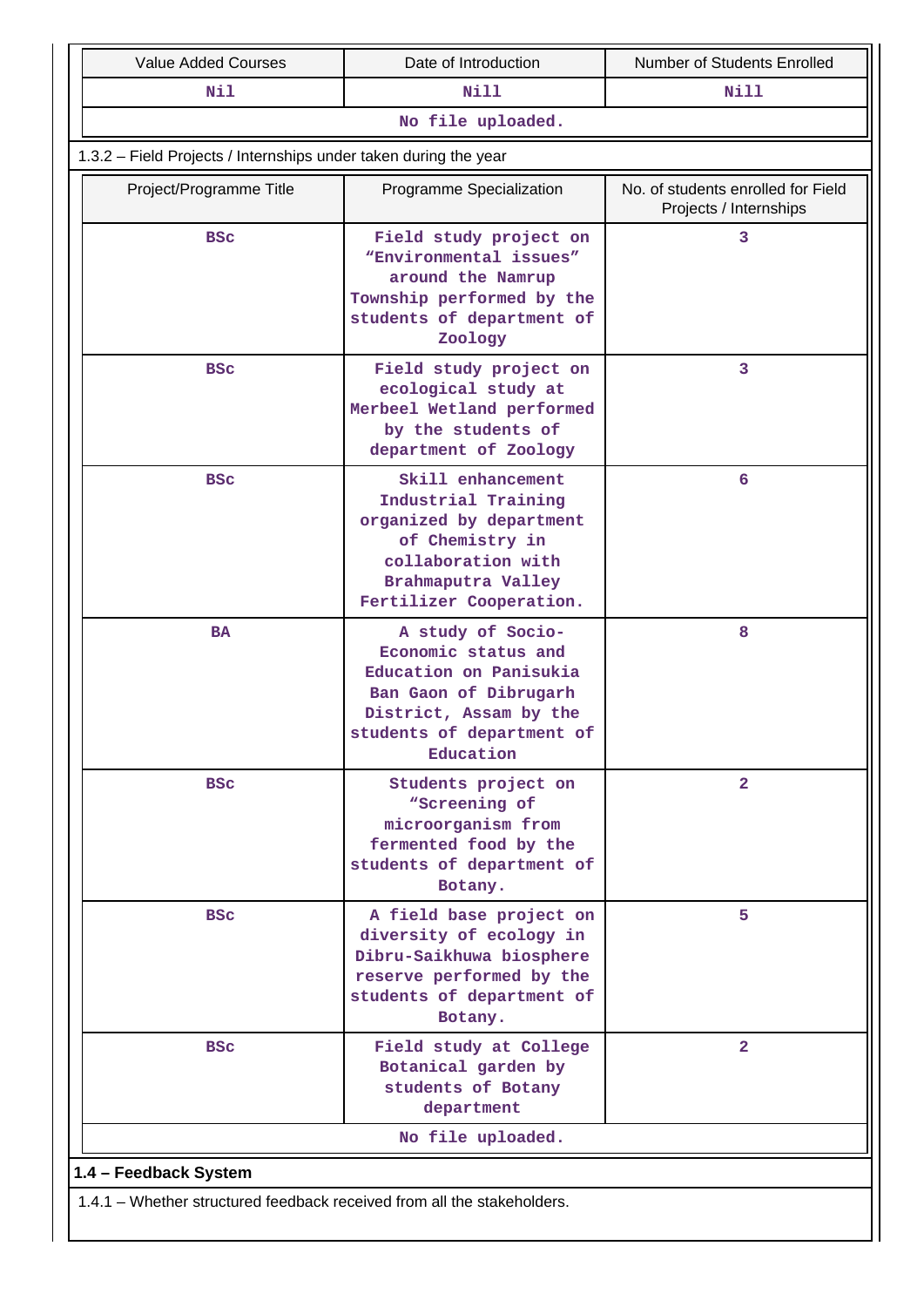| Value Added Courses | Date of Introduction | Number of Students Enrolled |
|---|---|---|
| Nil | Nill | Nill |
| No file uploaded. | | |

1.3.2 – Field Projects / Internships under taken during the year

| Project/Programme Title | Programme Specialization | No. of students enrolled for Field Projects / Internships |
|---|---|---|
| BSc | Field study project on "Environmental issues" around the Namrup Township performed by the students of department of Zoology | 3 |
| BSc | Field study project on ecological study at Merbeel Wetland performed by the students of department of Zoology | 3 |
| BSc | Skill enhancement Industrial Training organized by department of Chemistry in collaboration with Brahmaputra Valley Fertilizer Cooperation. | 6 |
| BA | A study of Socio-Economic status and Education on Panisukia Ban Gaon of Dibrugarh District, Assam by the students of department of Education | 8 |
| BSc | Students project on "Screening of microorganism from fermented food by the students of department of Botany. | 2 |
| BSc | A field base project on diversity of ecology in Dibru-Saikhuwa biosphere reserve performed by the students of department of Botany. | 5 |
| BSc | Field study at College Botanical garden by students of Botany department | 2 |
| No file uploaded. | | |

## 1.4 – Feedback System

1.4.1 – Whether structured feedback received from all the stakeholders.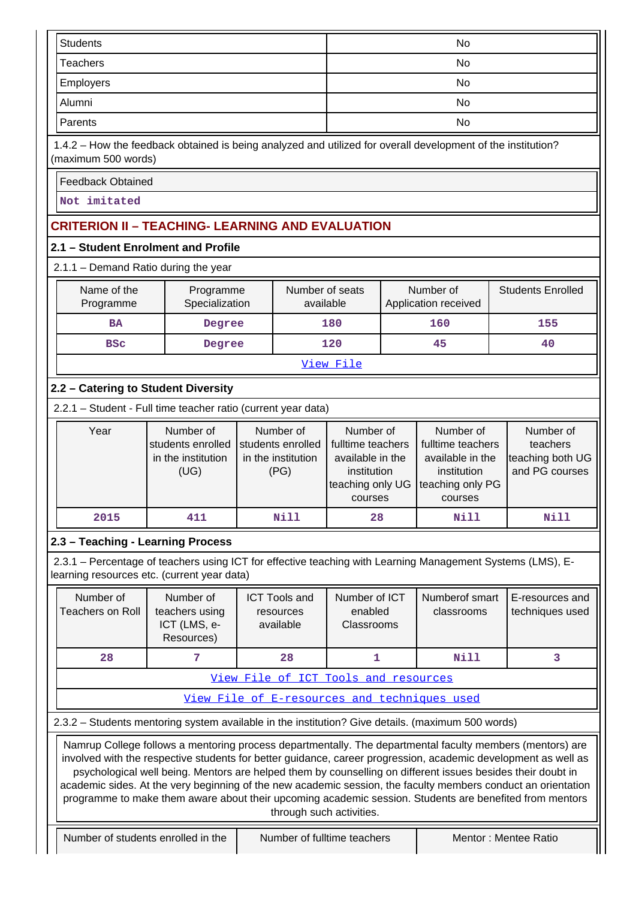| | |
|---|---|
| Students | No |
| Teachers | No |
| Employers | No |
| Alumni | No |
| Parents | No |

1.4.2 – How the feedback obtained is being analyzed and utilized for overall development of the institution? (maximum 500 words)

| Feedback Obtained |
|---|
| Not imitated |

## CRITERION II – TEACHING- LEARNING AND EVALUATION

### 2.1 – Student Enrolment and Profile

2.1.1 – Demand Ratio during the year

| Name of the Programme | Programme Specialization | Number of seats available | Number of Application received | Students Enrolled |
|---|---|---|---|---|
| BA | Degree | 180 | 160 | 155 |
| BSc | Degree | 120 | 45 | 40 |
| View File | | | | |

### 2.2 – Catering to Student Diversity

2.2.1 – Student - Full time teacher ratio (current year data)

| Year | Number of students enrolled in the institution (UG) | Number of students enrolled in the institution (PG) | Number of fulltime teachers available in the institution teaching only UG courses | Number of fulltime teachers available in the institution teaching only PG courses | Number of teachers teaching both UG and PG courses |
|---|---|---|---|---|---|
| 2015 | 411 | Nill | 28 | Nill | Nill |

### 2.3 – Teaching - Learning Process

2.3.1 – Percentage of teachers using ICT for effective teaching with Learning Management Systems (LMS), E-learning resources etc. (current year data)

| Number of Teachers on Roll | Number of teachers using ICT (LMS, e-Resources) | ICT Tools and resources available | Number of ICT enabled Classrooms | Numberof smart classrooms | E-resources and techniques used |
|---|---|---|---|---|---|
| 28 | 7 | 28 | 1 | Nill | 3 |
| View File of ICT Tools and resources | | | | | |
| View File of E-resources and techniques used | | | | | |

2.3.2 – Students mentoring system available in the institution? Give details. (maximum 500 words)

Namrup College follows a mentoring process departmentally. The departmental faculty members (mentors) are involved with the respective students for better guidance, career progression, academic development as well as psychological well being. Mentors are helped them by counselling on different issues besides their doubt in academic sides. At the very beginning of the new academic session, the faculty members conduct an orientation programme to make them aware about their upcoming academic session. Students are benefited from mentors through such activities.

| Number of students enrolled in the | Number of fulltime teachers | Mentor : Mentee Ratio |
|---|---|---|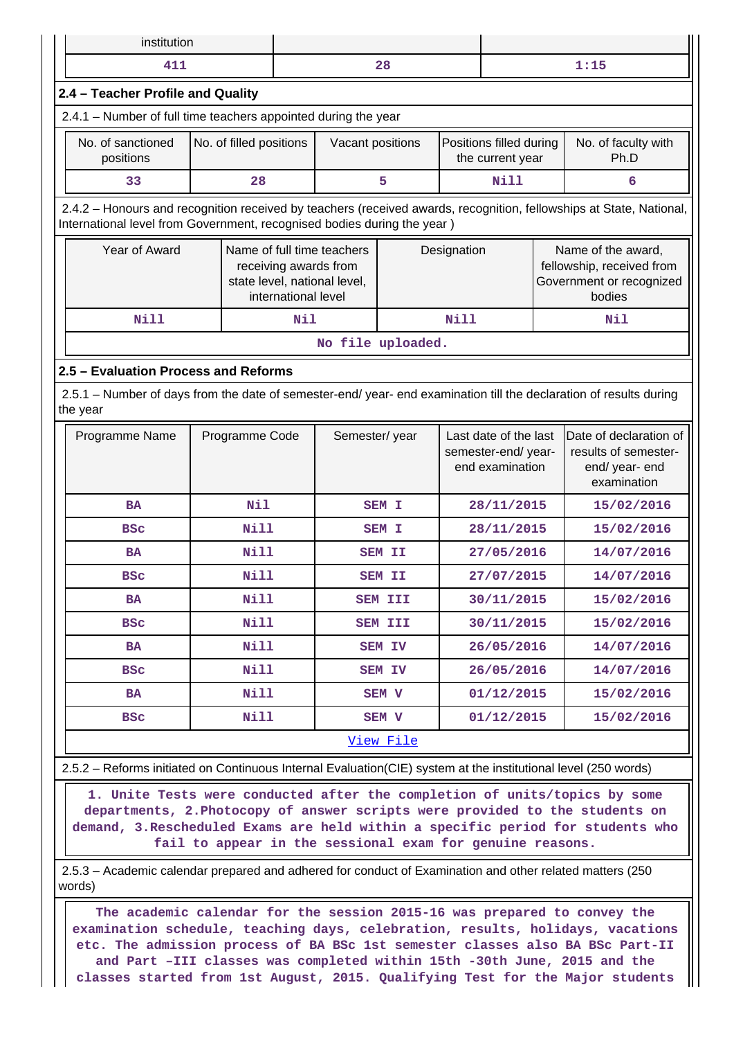| institution | | |
|---|---|---|
| 411 | 28 | 1:15 |

## 2.4 – Teacher Profile and Quality

2.4.1 – Number of full time teachers appointed during the year

| No. of sanctioned positions | No. of filled positions | Vacant positions | Positions filled during the current year | No. of faculty with Ph.D |
|---|---|---|---|---|
| 33 | 28 | 5 | Nill | 6 |

2.4.2 – Honours and recognition received by teachers (received awards, recognition, fellowships at State, National, International level from Government, recognised bodies during the year )

| Year of Award | Name of full time teachers receiving awards from state level, national level, international level | Designation | Name of the award, fellowship, received from Government or recognized bodies |
|---|---|---|---|
| Nill | Nil | Nill | Nil |
| No file uploaded. | | | |

## 2.5 – Evaluation Process and Reforms

2.5.1 – Number of days from the date of semester-end/ year- end examination till the declaration of results during the year

| Programme Name | Programme Code | Semester/ year | Last date of the last semester-end/ year- end examination | Date of declaration of results of semester-end/ year- end examination |
|---|---|---|---|---|
| BA | Nil | SEM I | 28/11/2015 | 15/02/2016 |
| BSc | Nill | SEM I | 28/11/2015 | 15/02/2016 |
| BA | Nill | SEM II | 27/05/2016 | 14/07/2016 |
| BSc | Nill | SEM II | 27/07/2015 | 14/07/2016 |
| BA | Nill | SEM III | 30/11/2015 | 15/02/2016 |
| BSc | Nill | SEM III | 30/11/2015 | 15/02/2016 |
| BA | Nill | SEM IV | 26/05/2016 | 14/07/2016 |
| BSc | Nill | SEM IV | 26/05/2016 | 14/07/2016 |
| BA | Nill | SEM V | 01/12/2015 | 15/02/2016 |
| BSc | Nill | SEM V | 01/12/2015 | 15/02/2016 |
| View File | | | | |

2.5.2 – Reforms initiated on Continuous Internal Evaluation(CIE) system at the institutional level (250 words)

1. Unite Tests were conducted after the completion of units/topics by some departments, 2.Photocopy of answer scripts were provided to the students on demand, 3.Rescheduled Exams are held within a specific period for students who fail to appear in the sessional exam for genuine reasons.

2.5.3 – Academic calendar prepared and adhered for conduct of Examination and other related matters (250 words)

The academic calendar for the session 2015-16 was prepared to convey the examination schedule, teaching days, celebration, results, holidays, vacations etc. The admission process of BA BSc 1st semester classes also BA BSc Part-II and Part –III classes was completed within 15th -30th June, 2015 and the classes started from 1st August, 2015. Qualifying Test for the Major students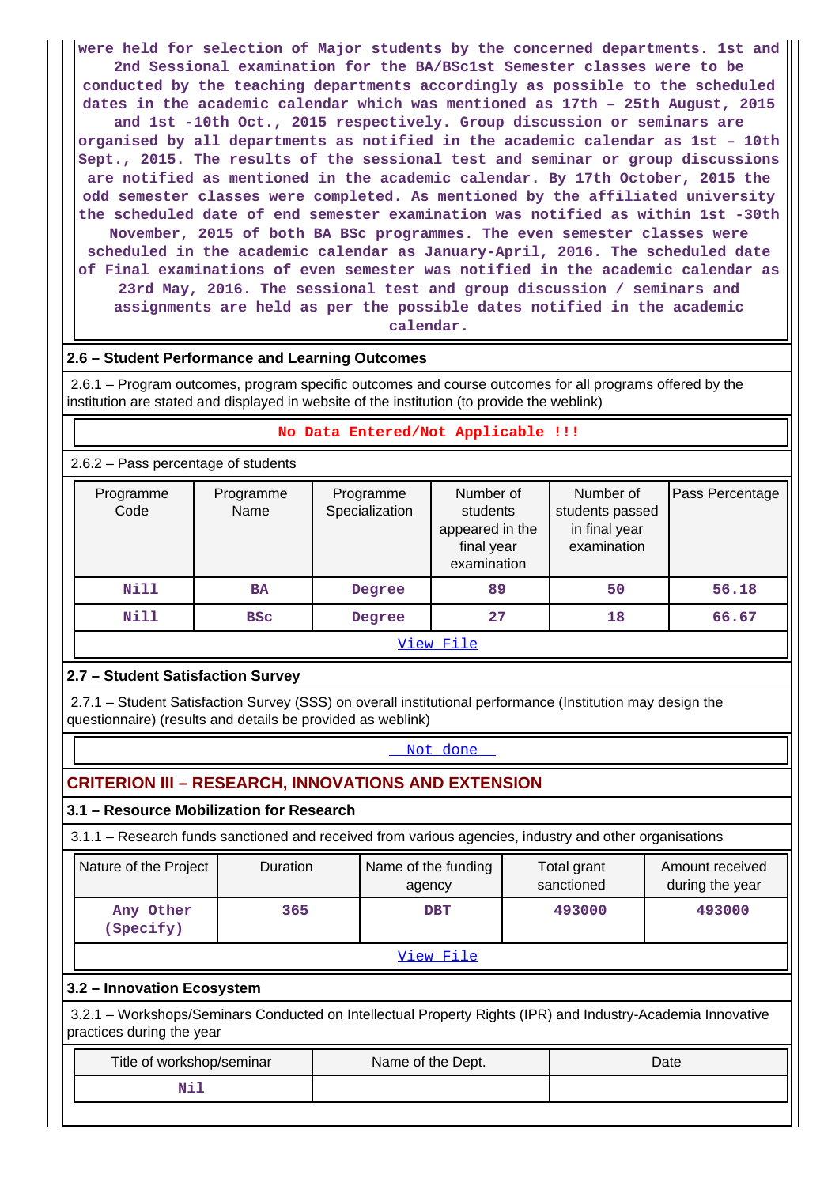were held for selection of Major students by the concerned departments. 1st and 2nd Sessional examination for the BA/BSc1st Semester classes were to be conducted by the teaching departments accordingly as possible to the scheduled dates in the academic calendar which was mentioned as 17th – 25th August, 2015 and 1st -10th Oct., 2015 respectively. Group discussion or seminars are organised by all departments as notified in the academic calendar as 1st – 10th Sept., 2015. The results of the sessional test and seminar or group discussions are notified as mentioned in the academic calendar. By 17th October, 2015 the odd semester classes were completed. As mentioned by the affiliated university the scheduled date of end semester examination was notified as within 1st -30th November, 2015 of both BA BSc programmes. The even semester classes were scheduled in the academic calendar as January-April, 2016. The scheduled date of Final examinations of even semester was notified in the academic calendar as 23rd May, 2016. The sessional test and group discussion / seminars and assignments are held as per the possible dates notified in the academic calendar.

### 2.6 – Student Performance and Learning Outcomes

2.6.1 – Program outcomes, program specific outcomes and course outcomes for all programs offered by the institution are stated and displayed in website of the institution (to provide the weblink)

No Data Entered/Not Applicable !!!

2.6.2 – Pass percentage of students

| Programme Code | Programme Name | Programme Specialization | Number of students appeared in the final year examination | Number of students passed in final year examination | Pass Percentage |
|---|---|---|---|---|---|
| Nill | BA | Degree | 89 | 50 | 56.18 |
| Nill | BSc | Degree | 27 | 18 | 66.67 |

View File

### 2.7 – Student Satisfaction Survey

2.7.1 – Student Satisfaction Survey (SSS) on overall institutional performance (Institution may design the questionnaire) (results and details be provided as weblink)

Not done

## CRITERION III – RESEARCH, INNOVATIONS AND EXTENSION

### 3.1 – Resource Mobilization for Research

3.1.1 – Research funds sanctioned and received from various agencies, industry and other organisations

| Nature of the Project | Duration | Name of the funding agency | Total grant sanctioned | Amount received during the year |
|---|---|---|---|---|
| Any Other (Specify) | 365 | DBT | 493000 | 493000 |

View File

### 3.2 – Innovation Ecosystem

3.2.1 – Workshops/Seminars Conducted on Intellectual Property Rights (IPR) and Industry-Academia Innovative practices during the year

| Title of workshop/seminar | Name of the Dept. | Date |
|---|---|---|
| Nil | | |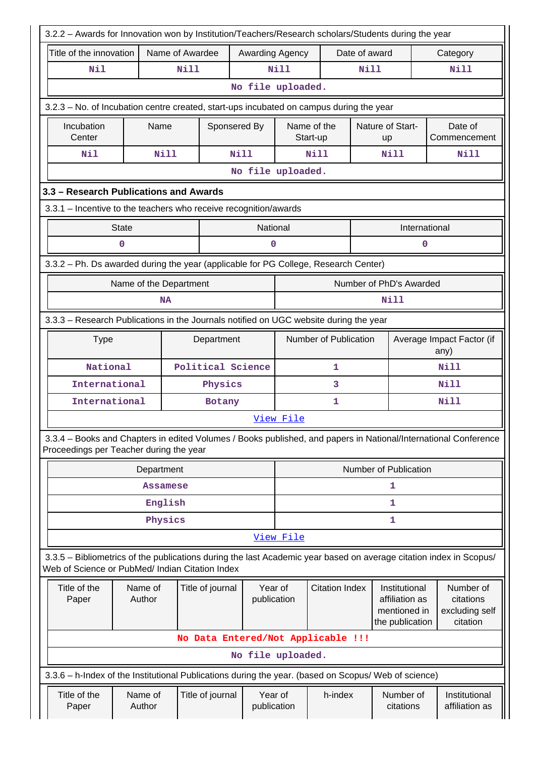3.2.2 – Awards for Innovation won by Institution/Teachers/Research scholars/Students during the year

| Title of the innovation | Name of Awardee | Awarding Agency | Date of award | Category |
|---|---|---|---|---|
| Nil | Nill | Nill | Nill | Nill |
| No file uploaded. | | | | |

3.2.3 – No. of Incubation centre created, start-ups incubated on campus during the year

| Incubation Center | Name | Sponsered By | Name of the Start-up | Nature of Start-up | Date of Commencement |
|---|---|---|---|---|---|
| Nil | Nill | Nill | Nill | Nill | Nill |
| No file uploaded. | | | | | |

### 3.3 – Research Publications and Awards

3.3.1 – Incentive to the teachers who receive recognition/awards

| State | National | International |
|---|---|---|
| 0 | 0 | 0 |

3.3.2 – Ph. Ds awarded during the year (applicable for PG College, Research Center)

| Name of the Department | Number of PhD's Awarded |
|---|---|
| NA | Nill |

3.3.3 – Research Publications in the Journals notified on UGC website during the year

| Type | Department | Number of Publication | Average Impact Factor (if any) |
|---|---|---|---|
| National | Political Science | 1 | Nill |
| International | Physics | 3 | Nill |
| International | Botany | 1 | Nill |
| View File | | | |

3.3.4 – Books and Chapters in edited Volumes / Books published, and papers in National/International Conference Proceedings per Teacher during the year

| Department | Number of Publication |
|---|---|
| Assamese | 1 |
| English | 1 |
| Physics | 1 |
| View File | |

3.3.5 – Bibliometrics of the publications during the last Academic year based on average citation index in Scopus/ Web of Science or PubMed/ Indian Citation Index

| Title of the Paper | Name of Author | Title of journal | Year of publication | Citation Index | Institutional affiliation as mentioned in the publication | Number of citations excluding self citation |
|---|---|---|---|---|---|---|
| No Data Entered/Not Applicable !!! | | | | | | |
| No file uploaded. | | | | | | |

3.3.6 – h-Index of the Institutional Publications during the year. (based on Scopus/ Web of science)

| Title of the Paper | Name of Author | Title of journal | Year of publication | h-index | Number of citations | Institutional affiliation as |
|---|---|---|---|---|---|---|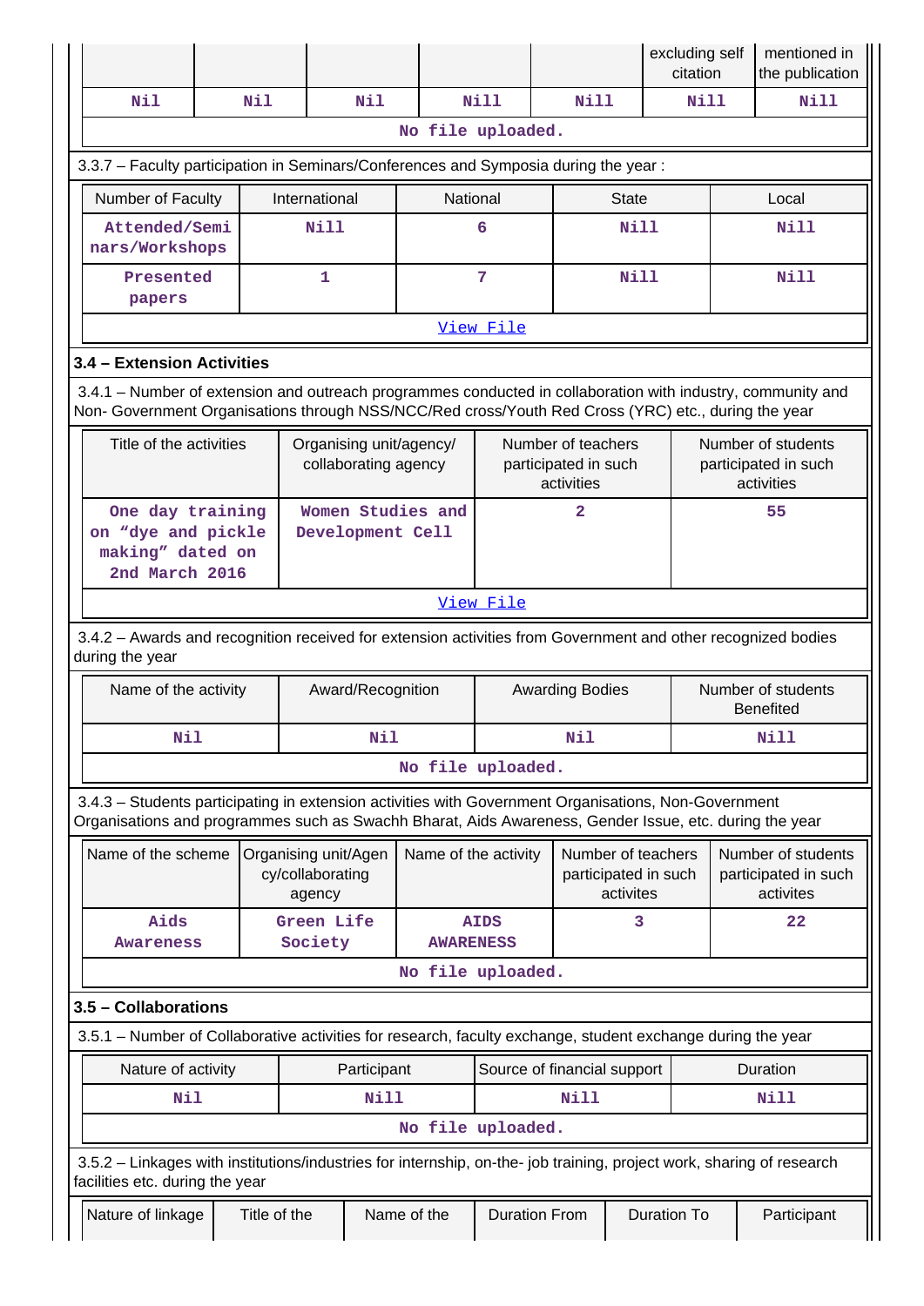| | | | | | excluding self citation | mentioned in the publication |
|---|---|---|---|---|---|---|
| Nil | Nil | Nil | Nill | Nill | Nill | Nill |
| No file uploaded. | | | | | | |

3.3.7 – Faculty participation in Seminars/Conferences and Symposia during the year :

| Number of Faculty | International | National | State | Local |
|---|---|---|---|---|
| Attended/Seminars/Workshops | Nill | 6 | Nill | Nill |
| Presented papers | 1 | 7 | Nill | Nill |
| View File | | | | |

### 3.4 – Extension Activities

3.4.1 – Number of extension and outreach programmes conducted in collaboration with industry, community and Non- Government Organisations through NSS/NCC/Red cross/Youth Red Cross (YRC) etc., during the year

| Title of the activities | Organising unit/agency/ collaborating agency | Number of teachers participated in such activities | Number of students participated in such activities |
|---|---|---|---|
| One day training on "dye and pickle making" dated on 2nd March 2016 | Women Studies and Development Cell | 2 | 55 |
| View File | | | |

3.4.2 – Awards and recognition received for extension activities from Government and other recognized bodies during the year

| Name of the activity | Award/Recognition | Awarding Bodies | Number of students Benefited |
|---|---|---|---|
| Nil | Nil | Nil | Nill |
| No file uploaded. | | | |

3.4.3 – Students participating in extension activities with Government Organisations, Non-Government Organisations and programmes such as Swachh Bharat, Aids Awareness, Gender Issue, etc. during the year

| Name of the scheme | Organising unit/Agency/collaborating agency | Name of the activity | Number of teachers participated in such activites | Number of students participated in such activites |
|---|---|---|---|---|
| Aids Awareness | Green Life Society | AIDS AWARENESS | 3 | 22 |
| No file uploaded. | | | | |

### 3.5 – Collaborations

3.5.1 – Number of Collaborative activities for research, faculty exchange, student exchange during the year

| Nature of activity | Participant | Source of financial support | Duration |
|---|---|---|---|
| Nil | Nill | Nill | Nill |
| No file uploaded. | | | |

3.5.2 – Linkages with institutions/industries for internship, on-the- job training, project work, sharing of research facilities etc. during the year

| Nature of linkage | Title of the | Name of the | Duration From | Duration To | Participant |
|---|---|---|---|---|---|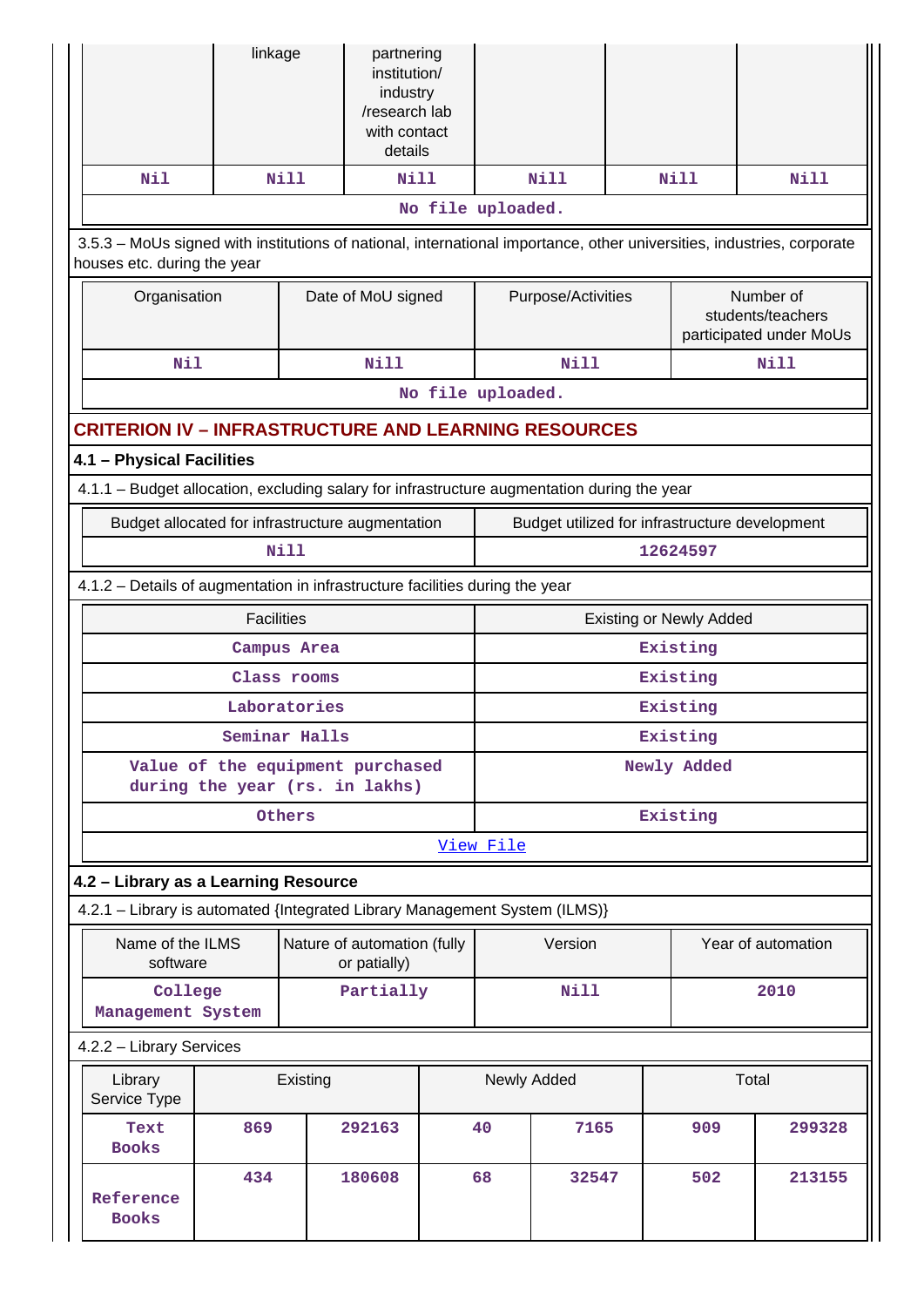| | linkage | partnering institution/ industry /research lab with contact details | | | |
|---|---|---|---|---|---|
| Nil | Nill | Nill | Nill | Nill | Nill |
| No file uploaded. | | | | | |

3.5.3 – MoUs signed with institutions of national, international importance, other universities, industries, corporate houses etc. during the year

| Organisation | Date of MoU signed | Purpose/Activities | Number of students/teachers participated under MoUs |
|---|---|---|---|
| Nil | Nill | Nill | Nill |
| No file uploaded. | | | |

## CRITERION IV – INFRASTRUCTURE AND LEARNING RESOURCES

### 4.1 – Physical Facilities

4.1.1 – Budget allocation, excluding salary for infrastructure augmentation during the year

| Budget allocated for infrastructure augmentation | Budget utilized for infrastructure development |
|---|---|
| Nill | 12624597 |

4.1.2 – Details of augmentation in infrastructure facilities during the year

| Facilities | Existing or Newly Added |
|---|---|
| Campus Area | Existing |
| Class rooms | Existing |
| Laboratories | Existing |
| Seminar Halls | Existing |
| Value of the equipment purchased during the year (rs. in lakhs) | Newly Added |
| Others | Existing |
| View File | |

### 4.2 – Library as a Learning Resource

4.2.1 – Library is automated {Integrated Library Management System (ILMS)}

| Name of the ILMS software | Nature of automation (fully or patially) | Version | Year of automation |
|---|---|---|---|
| College Management System | Partially | Nill | 2010 |

4.2.2 – Library Services

| Library Service Type | Existing | | Newly Added | | Total | |
|---|---|---|---|---|---|---|
| Text Books | 869 | 292163 | 40 | 7165 | 909 | 299328 |
| Reference Books | 434 | 180608 | 68 | 32547 | 502 | 213155 |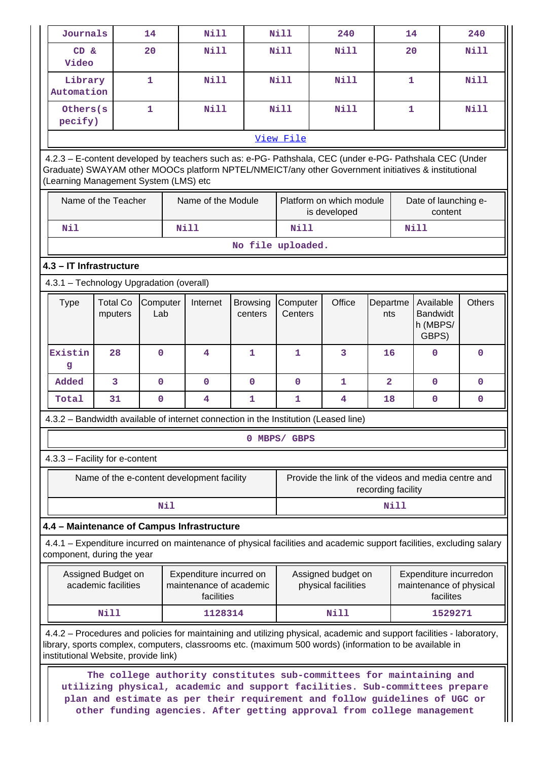| Journals | 14 | Nill | Nill | 240 | 14 | 240 |
|---|---|---|---|---|---|---|
| CD & Video | 20 | Nill | Nill | Nill | 20 | Nill |
| Library Automation | 1 | Nill | Nill | Nill | 1 | Nill |
| Others(specify) | 1 | Nill | Nill | Nill | 1 | Nill |

View File

4.2.3 – E-content developed by teachers such as: e-PG- Pathshala, CEC (under e-PG- Pathshala CEC (Under Graduate) SWAYAM other MOOCs platform NPTEL/NMEICT/any other Government initiatives & institutional (Learning Management System (LMS) etc

| Name of the Teacher | Name of the Module | Platform on which module is developed | Date of launching e-content |
|---|---|---|---|
| Nil | Nill | Nill | Nill |

No file uploaded.

### 4.3 – IT Infrastructure

4.3.1 – Technology Upgradation (overall)

| Type | Total Computers | Computer Lab | Internet | Browsing centers | Computer Centers | Office | Departments | Available Bandwidth (MBPS/ GBPS) | Others |
|---|---|---|---|---|---|---|---|---|---|
| Existing | 28 | 0 | 4 | 1 | 1 | 3 | 16 | 0 | 0 |
| Added | 3 | 0 | 0 | 0 | 0 | 1 | 2 | 0 | 0 |
| Total | 31 | 0 | 4 | 1 | 1 | 4 | 18 | 0 | 0 |

4.3.2 – Bandwidth available of internet connection in the Institution (Leased line)

0 MBPS/ GBPS

4.3.3 – Facility for e-content

| Name of the e-content development facility | Provide the link of the videos and media centre and recording facility |
|---|---|
| Nil | Nill |

### 4.4 – Maintenance of Campus Infrastructure

4.4.1 – Expenditure incurred on maintenance of physical facilities and academic support facilities, excluding salary component, during the year

| Assigned Budget on academic facilities | Expenditure incurred on maintenance of academic facilities | Assigned budget on physical facilities | Expenditure incurredon maintenance of physical facilites |
|---|---|---|---|
| Nill | 1128314 | Nill | 1529271 |

4.4.2 – Procedures and policies for maintaining and utilizing physical, academic and support facilities - laboratory, library, sports complex, computers, classrooms etc. (maximum 500 words) (information to be available in institutional Website, provide link)

The college authority constitutes sub-committees for maintaining and utilizing physical, academic and support facilities. Sub-committees prepare plan and estimate as per their requirement and follow guidelines of UGC or other funding agencies. After getting approval from college management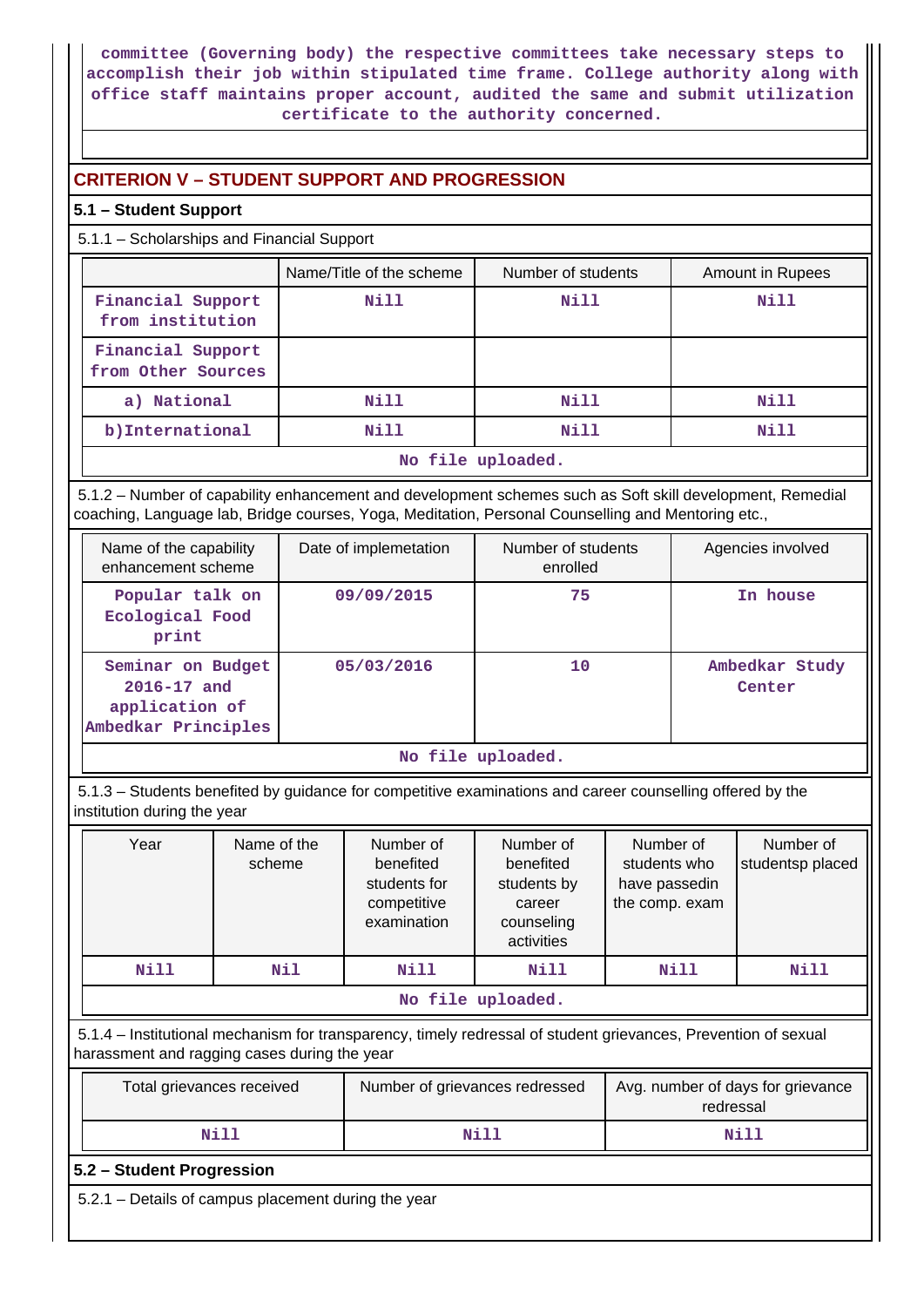committee (Governing body) the respective committees take necessary steps to accomplish their job within stipulated time frame. College authority along with office staff maintains proper account, audited the same and submit utilization certificate to the authority concerned.

## CRITERION V – STUDENT SUPPORT AND PROGRESSION

### 5.1 – Student Support

5.1.1 – Scholarships and Financial Support

| | Name/Title of the scheme | Number of students | Amount in Rupees |
|---|---|---|---|
| Financial Support from institution | Nill | Nill | Nill |
| Financial Support from Other Sources | | | |
| a) National | Nill | Nill | Nill |
| b)International | Nill | Nill | Nill |

No file uploaded.

5.1.2 – Number of capability enhancement and development schemes such as Soft skill development, Remedial coaching, Language lab, Bridge courses, Yoga, Meditation, Personal Counselling and Mentoring etc.,

| Name of the capability enhancement scheme | Date of implemetation | Number of students enrolled | Agencies involved |
|---|---|---|---|
| Popular talk on Ecological Food print | 09/09/2015 | 75 | In house |
| Seminar on Budget 2016-17 and application of Ambedkar Principles | 05/03/2016 | 10 | Ambedkar Study Center |

No file uploaded.

5.1.3 – Students benefited by guidance for competitive examinations and career counselling offered by the institution during the year

| Year | Name of the scheme | Number of benefited students for competitive examination | Number of benefited students by career counseling activities | Number of students who have passedin the comp. exam | Number of studentsp placed |
|---|---|---|---|---|---|
| Nill | Nil | Nill | Nill | Nill | Nill |

No file uploaded.

5.1.4 – Institutional mechanism for transparency, timely redressal of student grievances, Prevention of sexual harassment and ragging cases during the year

| Total grievances received | Number of grievances redressed | Avg. number of days for grievance redressal |
|---|---|---|
| Nill | Nill | Nill |

### 5.2 – Student Progression

5.2.1 – Details of campus placement during the year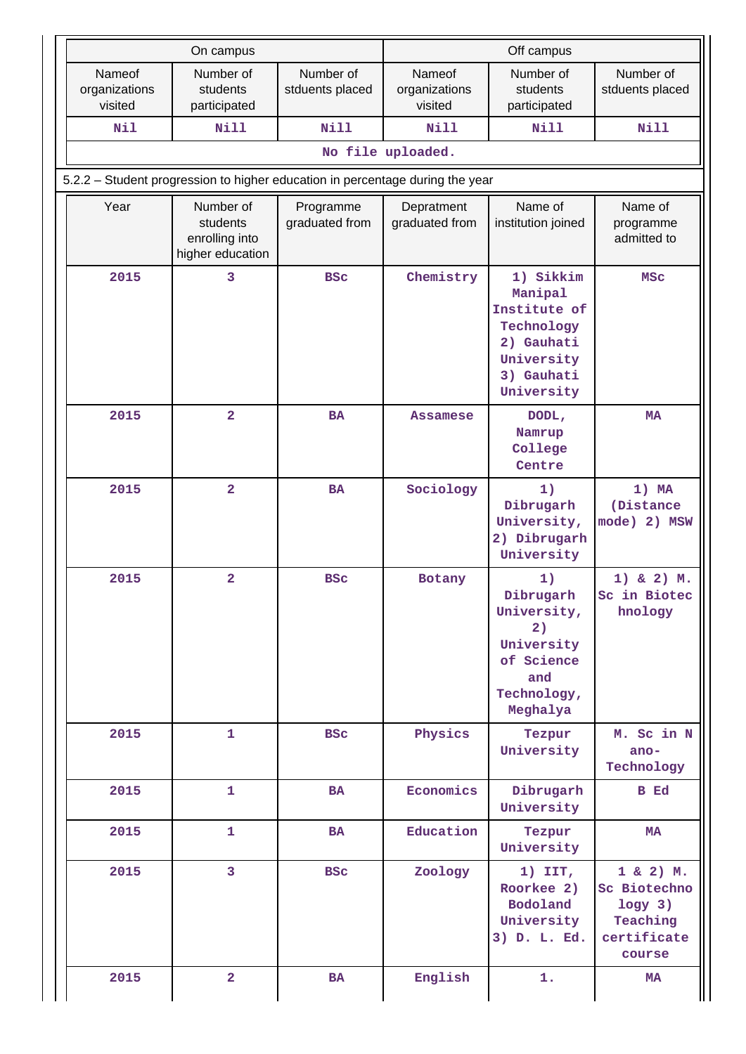| On campus | | | Off campus | | |
|---|---|---|---|---|---|
| Nameof organizations visited | Number of students participated | Number of stduents placed | Nameof organizations visited | Number of students participated | Number of stduents placed |
| Nil | Nill | Nill | Nill | Nill | Nill |

No file uploaded.

5.2.2 – Student progression to higher education in percentage during the year

| Year | Number of students enrolling into higher education | Programme graduated from | Depratment graduated from | Name of institution joined | Name of programme admitted to |
|---|---|---|---|---|---|
| 2015 | 3 | BSc | Chemistry | 1) Sikkim Manipal Institute of Technology 2) Gauhati University 3) Gauhati University | MSc |
| 2015 | 2 | BA | Assamese | DODL, Namrup College Centre | MA |
| 2015 | 2 | BA | Sociology | 1) Dibrugarh University, 2) Dibrugarh University | 1) MA (Distance mode) 2) MSW |
| 2015 | 2 | BSc | Botany | 1) Dibrugarh University, 2) University of Science and Technology, Meghalya | 1) & 2) M. Sc in Biotechnology |
| 2015 | 1 | BSc | Physics | Tezpur University | M. Sc in Nano-Technology |
| 2015 | 1 | BA | Economics | Dibrugarh University | B Ed |
| 2015 | 1 | BA | Education | Tezpur University | MA |
| 2015 | 3 | BSc | Zoology | 1) IIT, Roorkee 2) Bodoland University 3) D. L. Ed. | 1 & 2) M. Sc Biotechnology 3) Teaching certificate course |
| 2015 | 2 | BA | English | 1. | MA |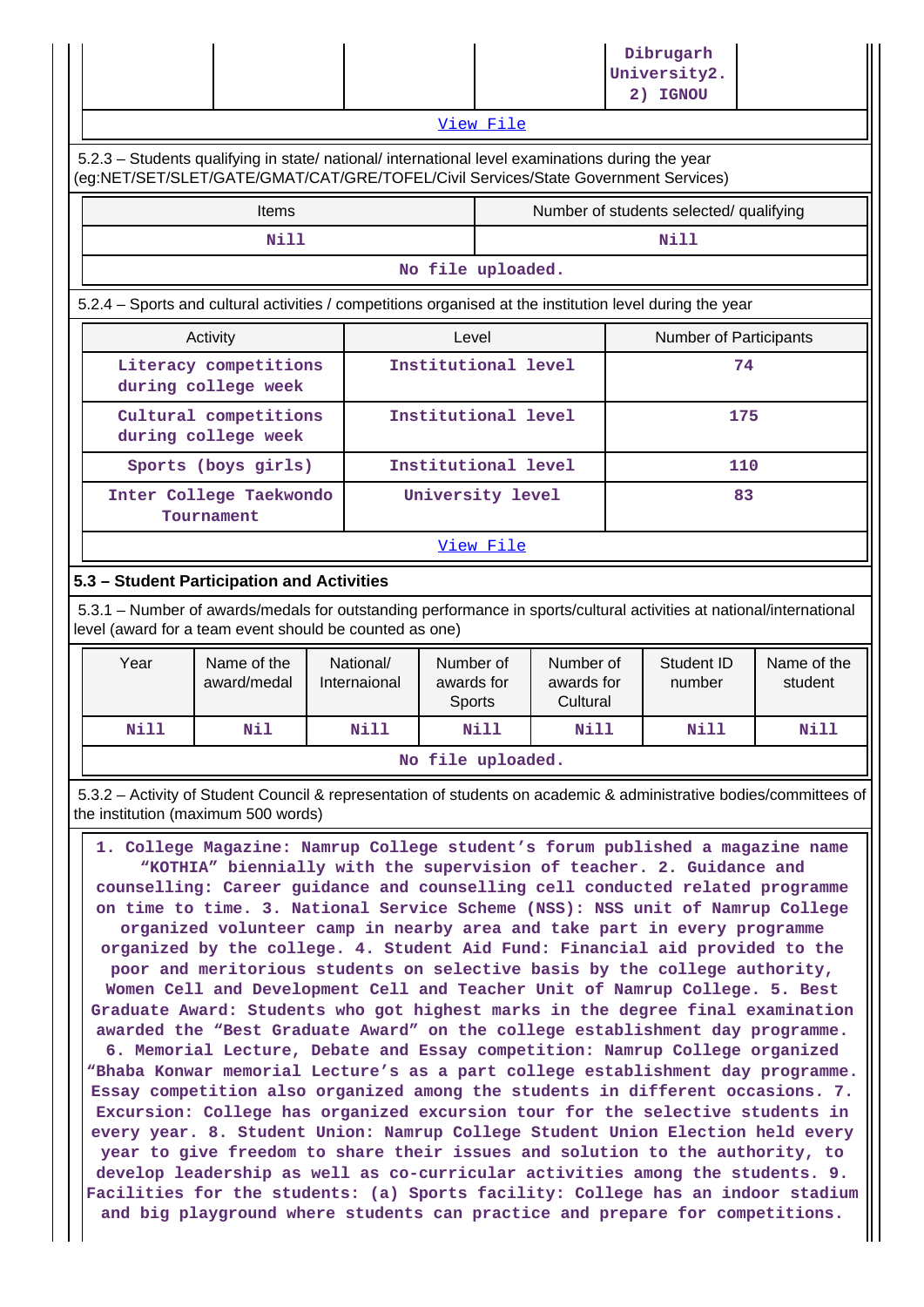| | | | | Dibrugarh University2. 2) IGNOU | |
|---|---|---|---|---|---|

View File

5.2.3 – Students qualifying in state/ national/ international level examinations during the year (eg:NET/SET/SLET/GATE/GMAT/CAT/GRE/TOFEL/Civil Services/State Government Services)

| Items | Number of students selected/ qualifying |
|---|---|
| Nill | Nill |

No file uploaded.

5.2.4 – Sports and cultural activities / competitions organised at the institution level during the year

| Activity | Level | Number of Participants |
|---|---|---|
| Literacy competitions during college week | Institutional level | 74 |
| Cultural competitions during college week | Institutional level | 175 |
| Sports (boys girls) | Institutional level | 110 |
| Inter College Taekwondo Tournament | University level | 83 |

View File

### 5.3 – Student Participation and Activities

5.3.1 – Number of awards/medals for outstanding performance in sports/cultural activities at national/international level (award for a team event should be counted as one)

| Year | Name of the award/medal | National/ Internaional | Number of awards for Sports | Number of awards for Cultural | Student ID number | Name of the student |
|---|---|---|---|---|---|---|
| Nill | Nil | Nill | Nill | Nill | Nill | Nill |

No file uploaded.

5.3.2 – Activity of Student Council & representation of students on academic & administrative bodies/committees of the institution (maximum 500 words)

1. College Magazine: Namrup College student's forum published a magazine name "KOTHIA" biennially with the supervision of teacher. 2. Guidance and counselling: Career guidance and counselling cell conducted related programme on time to time. 3. National Service Scheme (NSS): NSS unit of Namrup College organized volunteer camp in nearby area and take part in every programme organized by the college. 4. Student Aid Fund: Financial aid provided to the poor and meritorious students on selective basis by the college authority, Women Cell and Development Cell and Teacher Unit of Namrup College. 5. Best Graduate Award: Students who got highest marks in the degree final examination awarded the "Best Graduate Award" on the college establishment day programme. 6. Memorial Lecture, Debate and Essay competition: Namrup College organized "Bhaba Konwar memorial Lecture's as a part college establishment day programme. Essay competition also organized among the students in different occasions. 7. Excursion: College has organized excursion tour for the selective students in every year. 8. Student Union: Namrup College Student Union Election held every year to give freedom to share their issues and solution to the authority, to develop leadership as well as co-curricular activities among the students. 9. Facilities for the students: (a) Sports facility: College has an indoor stadium and big playground where students can practice and prepare for competitions.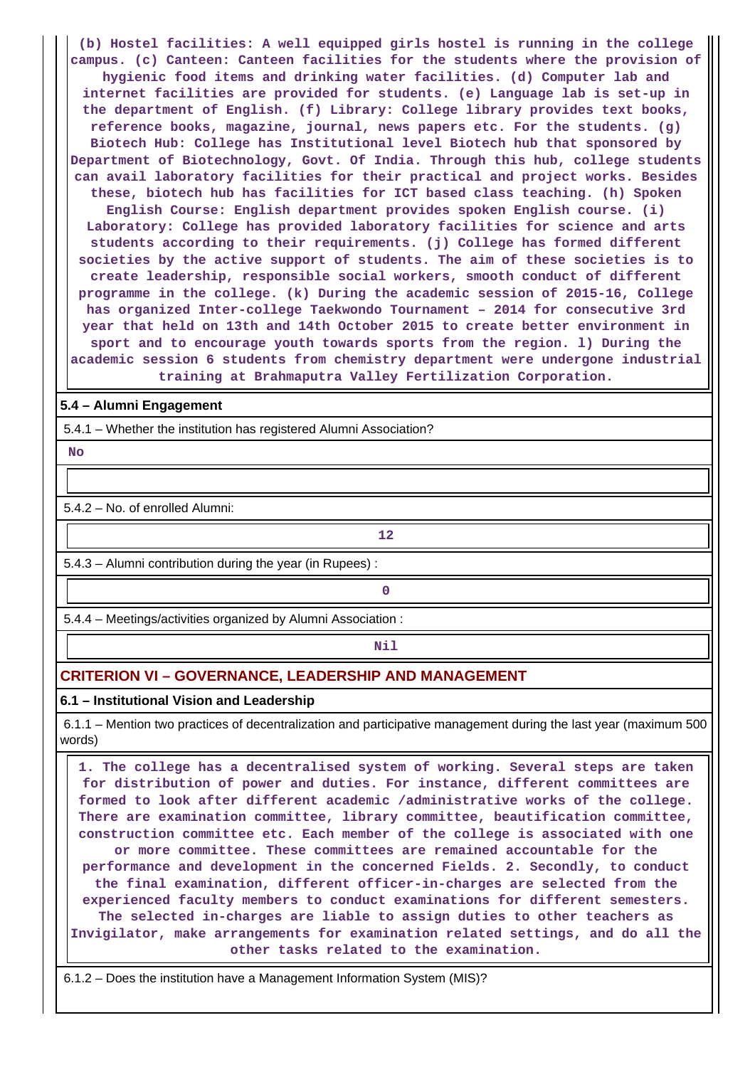(b) Hostel facilities: A well equipped girls hostel is running in the college campus. (c) Canteen: Canteen facilities for the students where the provision of hygienic food items and drinking water facilities. (d) Computer lab and internet facilities are provided for students. (e) Language lab is set-up in the department of English. (f) Library: College library provides text books, reference books, magazine, journal, news papers etc. For the students. (g) Biotech Hub: College has Institutional level Biotech hub that sponsored by Department of Biotechnology, Govt. Of India. Through this hub, college students can avail laboratory facilities for their practical and project works. Besides these, biotech hub has facilities for ICT based class teaching. (h) Spoken English Course: English department provides spoken English course. (i) Laboratory: College has provided laboratory facilities for science and arts students according to their requirements. (j) College has formed different societies by the active support of students. The aim of these societies is to create leadership, responsible social workers, smooth conduct of different programme in the college. (k) During the academic session of 2015-16, College has organized Inter-college Taekwondo Tournament – 2014 for consecutive 3rd year that held on 13th and 14th October 2015 to create better environment in sport and to encourage youth towards sports from the region. l) During the academic session 6 students from chemistry department were undergone industrial training at Brahmaputra Valley Fertilization Corporation.

**5.4 – Alumni Engagement**

5.4.1 – Whether the institution has registered Alumni Association?

No

5.4.2 – No. of enrolled Alumni:

12

5.4.3 – Alumni contribution during the year (in Rupees) :

0

5.4.4 – Meetings/activities organized by Alumni Association :

Nil

## CRITERION VI – GOVERNANCE, LEADERSHIP AND MANAGEMENT

**6.1 – Institutional Vision and Leadership**

6.1.1 – Mention two practices of decentralization and participative management during the last year (maximum 500 words)

1. The college has a decentralised system of working. Several steps are taken for distribution of power and duties. For instance, different committees are formed to look after different academic /administrative works of the college. There are examination committee, library committee, beautification committee, construction committee etc. Each member of the college is associated with one or more committee. These committees are remained accountable for the performance and development in the concerned Fields. 2. Secondly, to conduct the final examination, different officer-in-charges are selected from the experienced faculty members to conduct examinations for different semesters. The selected in-charges are liable to assign duties to other teachers as Invigilator, make arrangements for examination related settings, and do all the other tasks related to the examination.

6.1.2 – Does the institution have a Management Information System (MIS)?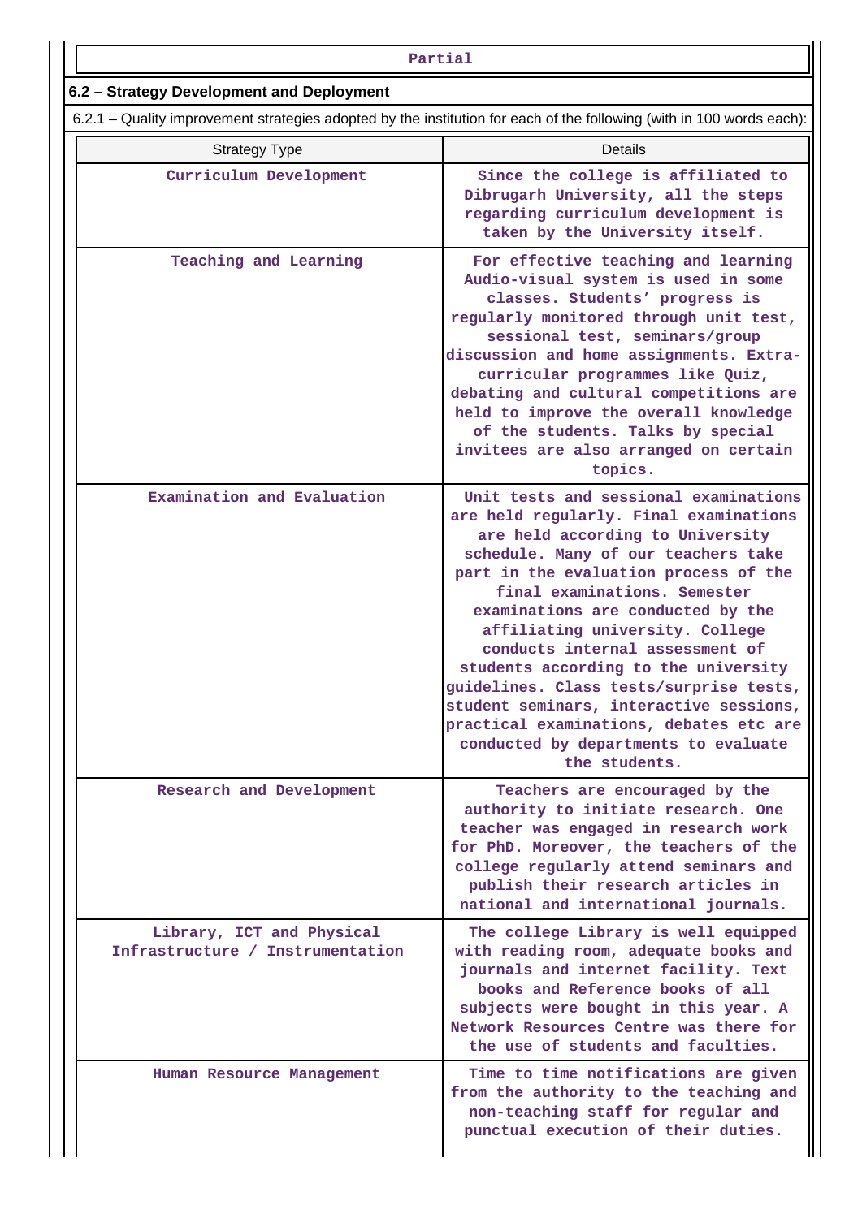| Partial |
|---|

## 6.2 – Strategy Development and Deployment

6.2.1 – Quality improvement strategies adopted by the institution for each of the following (with in 100 words each):

| Strategy Type | Details |
|---|---|
| Curriculum Development | Since the college is affiliated to Dibrugarh University, all the steps regarding curriculum development is taken by the University itself. |
| Teaching and Learning | For effective teaching and learning Audio-visual system is used in some classes. Students' progress is regularly monitored through unit test, sessional test, seminars/group discussion and home assignments. Extra-curricular programmes like Quiz, debating and cultural competitions are held to improve the overall knowledge of the students. Talks by special invitees are also arranged on certain topics. |
| Examination and Evaluation | Unit tests and sessional examinations are held regularly. Final examinations are held according to University schedule. Many of our teachers take part in the evaluation process of the final examinations. Semester examinations are conducted by the affiliating university. College conducts internal assessment of students according to the university guidelines. Class tests/surprise tests, student seminars, interactive sessions, practical examinations, debates etc are conducted by departments to evaluate the students. |
| Research and Development | Teachers are encouraged by the authority to initiate research. One teacher was engaged in research work for PhD. Moreover, the teachers of the college regularly attend seminars and publish their research articles in national and international journals. |
| Library, ICT and Physical Infrastructure / Instrumentation | The college Library is well equipped with reading room, adequate books and journals and internet facility. Text books and Reference books of all subjects were bought in this year. A Network Resources Centre was there for the use of students and faculties. |
| Human Resource Management | Time to time notifications are given from the authority to the teaching and non-teaching staff for regular and punctual execution of their duties. |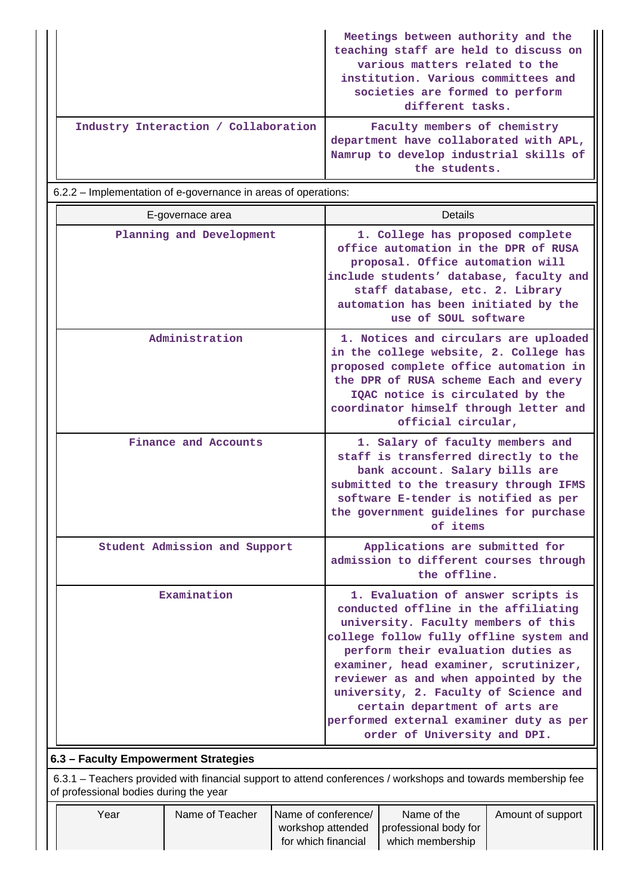| | |
|---|---|
| | Meetings between authority and the teaching staff are held to discuss on various matters related to the institution. Various committees and societies are formed to perform different tasks. |
| Industry Interaction / Collaboration | Faculty members of chemistry department have collaborated with APL, Namrup to develop industrial skills of the students. |

6.2.2 – Implementation of e-governance in areas of operations:

| E-governace area | Details |
|---|---|
| Planning and Development | 1. College has proposed complete office automation in the DPR of RUSA proposal. Office automation will include students' database, faculty and staff database, etc. 2. Library automation has been initiated by the use of SOUL software |
| Administration | 1. Notices and circulars are uploaded in the college website, 2. College has proposed complete office automation in the DPR of RUSA scheme Each and every IQAC notice is circulated by the coordinator himself through letter and official circular, |
| Finance and Accounts | 1. Salary of faculty members and staff is transferred directly to the bank account. Salary bills are submitted to the treasury through IFMS software E-tender is notified as per the government guidelines for purchase of items |
| Student Admission and Support | Applications are submitted for admission to different courses through the offline. |
| Examination | 1. Evaluation of answer scripts is conducted offline in the affiliating university. Faculty members of this college follow fully offline system and perform their evaluation duties as examiner, head examiner, scrutinizer, reviewer as and when appointed by the university, 2. Faculty of Science and certain department of arts are performed external examiner duty as per order of University and DPI. |

### 6.3 – Faculty Empowerment Strategies

6.3.1 – Teachers provided with financial support to attend conferences / workshops and towards membership fee of professional bodies during the year

| Year | Name of Teacher | Name of conference/ workshop attended for which financial | Name of the professional body for which membership | Amount of support |
|---|---|---|---|---|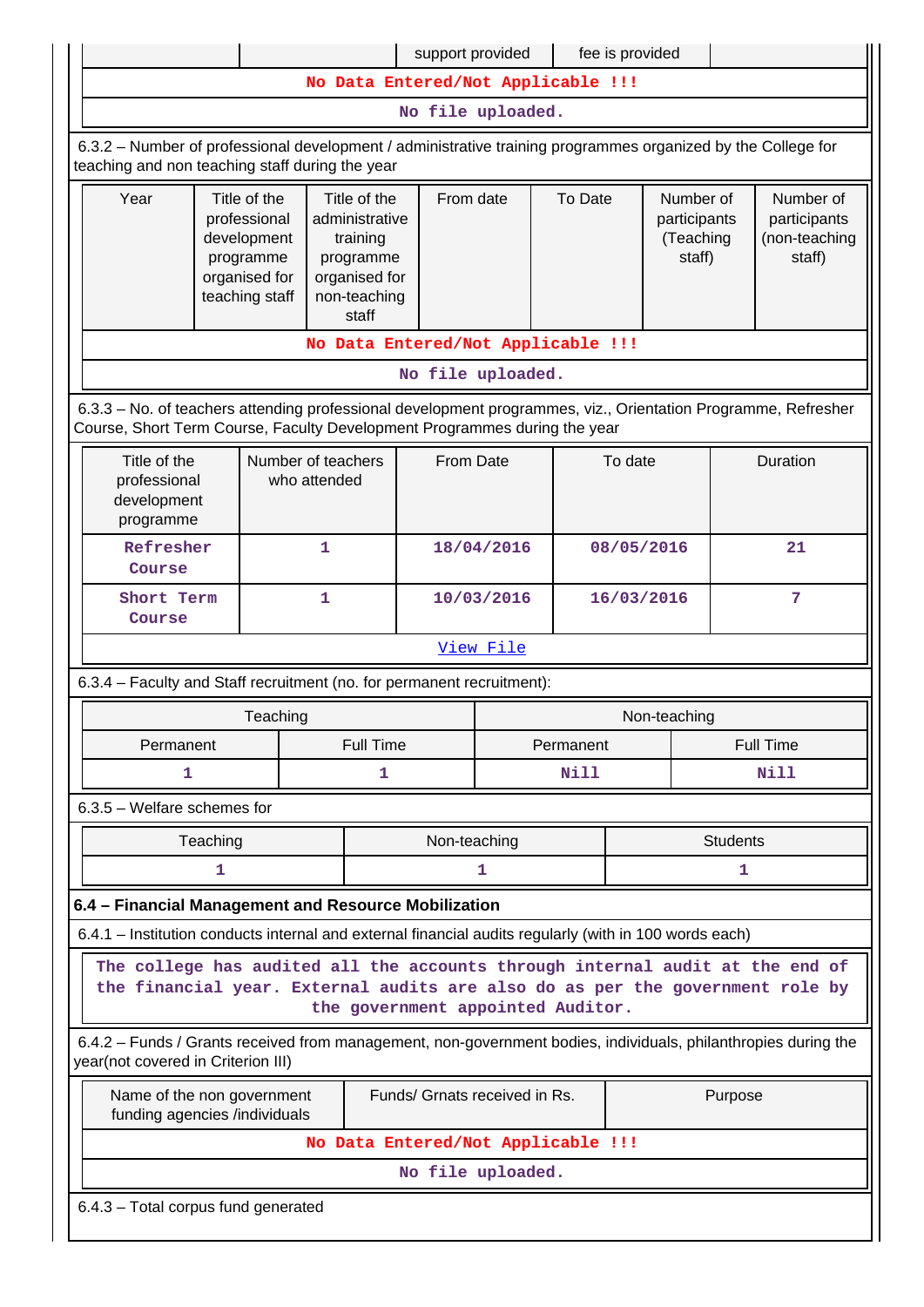| | | support provided | fee is provided | |
|---|---|---|---|---|
| No Data Entered/Not Applicable !!! | | | | |
| No file uploaded. | | | | |

6.3.2 – Number of professional development / administrative training programmes organized by the College for teaching and non teaching staff during the year

| Year | Title of the professional development programme organised for teaching staff | Title of the administrative training programme organised for non-teaching staff | From date | To Date | Number of participants (Teaching staff) | Number of participants (non-teaching staff) |
|---|---|---|---|---|---|---|
| No Data Entered/Not Applicable !!! | | | | | | |
| No file uploaded. | | | | | | |

6.3.3 – No. of teachers attending professional development programmes, viz., Orientation Programme, Refresher Course, Short Term Course, Faculty Development Programmes during the year

| Title of the professional development programme | Number of teachers who attended | From Date | To date | Duration |
|---|---|---|---|---|
| Refresher Course | 1 | 18/04/2016 | 08/05/2016 | 21 |
| Short Term Course | 1 | 10/03/2016 | 16/03/2016 | 7 |
| View File | | | | |

6.3.4 – Faculty and Staff recruitment (no. for permanent recruitment):

| Teaching | | Non-teaching | |
|---|---|---|---|
| Permanent | Full Time | Permanent | Full Time |
| 1 | 1 | Nill | Nill |

6.3.5 – Welfare schemes for

| Teaching | Non-teaching | Students |
|---|---|---|
| 1 | 1 | 1 |

**6.4 – Financial Management and Resource Mobilization**

6.4.1 – Institution conducts internal and external financial audits regularly (with in 100 words each)

The college has audited all the accounts through internal audit at the end of the financial year. External audits are also do as per the government role by the government appointed Auditor.

6.4.2 – Funds / Grants received from management, non-government bodies, individuals, philanthropies during the year(not covered in Criterion III)

| Name of the non government funding agencies /individuals | Funds/ Grnats received in Rs. | Purpose |
|---|---|---|
| No Data Entered/Not Applicable !!! | | |
| No file uploaded. | | |

6.4.3 – Total corpus fund generated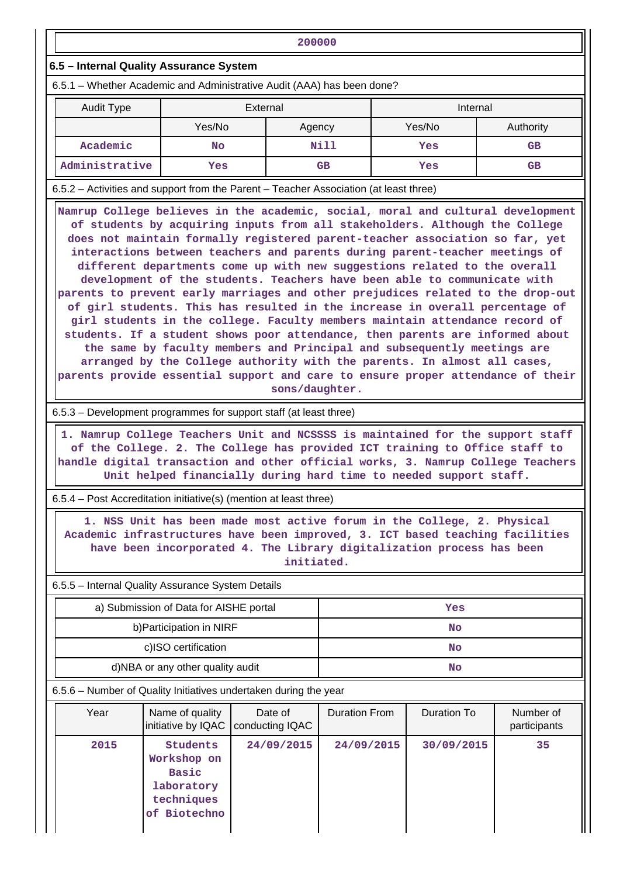| 200000 |
|---|

### 6.5 – Internal Quality Assurance System

6.5.1 – Whether Academic and Administrative Audit (AAA) has been done?

| Audit Type | External | | Internal | |
|---|---|---|---|---|
| | Yes/No | Agency | Yes/No | Authority |
| Academic | No | Nill | Yes | GB |
| Administrative | Yes | GB | Yes | GB |

6.5.2 – Activities and support from the Parent – Teacher Association (at least three)

Namrup College believes in the academic, social, moral and cultural development of students by acquiring inputs from all stakeholders. Although the College does not maintain formally registered parent-teacher association so far, yet interactions between teachers and parents during parent-teacher meetings of different departments come up with new suggestions related to the overall development of the students. Teachers have been able to communicate with parents to prevent early marriages and other prejudices related to the drop-out of girl students. This has resulted in the increase in overall percentage of girl students in the college. Faculty members maintain attendance record of students. If a student shows poor attendance, then parents are informed about the same by faculty members and Principal and subsequently meetings are arranged by the College authority with the parents. In almost all cases, parents provide essential support and care to ensure proper attendance of their sons/daughter.

6.5.3 – Development programmes for support staff (at least three)

1. Namrup College Teachers Unit and NCSSSS is maintained for the support staff of the College. 2. The College has provided ICT training to Office staff to handle digital transaction and other official works, 3. Namrup College Teachers Unit helped financially during hard time to needed support staff.

6.5.4 – Post Accreditation initiative(s) (mention at least three)

1. NSS Unit has been made most active forum in the College, 2. Physical Academic infrastructures have been improved, 3. ICT based teaching facilities have been incorporated 4. The Library digitalization process has been initiated.

6.5.5 – Internal Quality Assurance System Details

| | |
|---|---|
| a) Submission of Data for AISHE portal | Yes |
| b)Participation in NIRF | No |
| c)ISO certification | No |
| d)NBA or any other quality audit | No |

6.5.6 – Number of Quality Initiatives undertaken during the year

| Year | Name of quality initiative by IQAC | Date of conducting IQAC | Duration From | Duration To | Number of participants |
|---|---|---|---|---|---|
| 2015 | Students Workshop on Basic laboratory techniques of Biotechno | 24/09/2015 | 24/09/2015 | 30/09/2015 | 35 |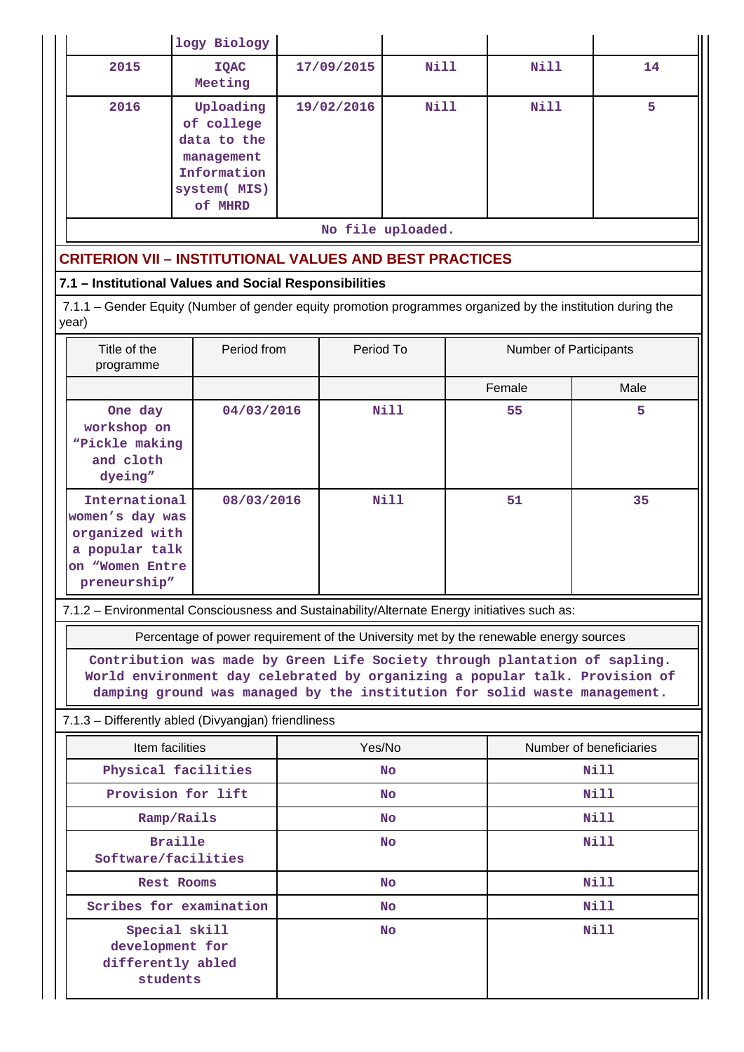| | logy Biology | | | | |
|---|---|---|---|---|---|
| 2015 | IQAC Meeting | 17/09/2015 | Nill | Nill | 14 |
| 2016 | Uploading of college data to the management Information system( MIS) of MHRD | 19/02/2016 | Nill | Nill | 5 |

No file uploaded.

## CRITERION VII – INSTITUTIONAL VALUES AND BEST PRACTICES

### 7.1 – Institutional Values and Social Responsibilities

7.1.1 – Gender Equity (Number of gender equity promotion programmes organized by the institution during the year)

| Title of the programme | Period from | Period To | Number of Participants | |
|---|---|---|---|---|
| | | | Female | Male |
| One day workshop on "Pickle making and cloth dyeing" | 04/03/2016 | Nill | 55 | 5 |
| International women's day was organized with a popular talk on "Women Entre preneurship" | 08/03/2016 | Nill | 51 | 35 |

7.1.2 – Environmental Consciousness and Sustainability/Alternate Energy initiatives such as:

| Percentage of power requirement of the University met by the renewable energy sources |
|---|
| Contribution was made by Green Life Society through plantation of sapling. World environment day celebrated by organizing a popular talk. Provision of damping ground was managed by the institution for solid waste management. |

7.1.3 – Differently abled (Divyangjan) friendliness

| Item facilities | Yes/No | Number of beneficiaries |
|---|---|---|
| Physical facilities | No | Nill |
| Provision for lift | No | Nill |
| Ramp/Rails | No | Nill |
| Braille Software/facilities | No | Nill |
| Rest Rooms | No | Nill |
| Scribes for examination | No | Nill |
| Special skill development for differently abled students | No | Nill |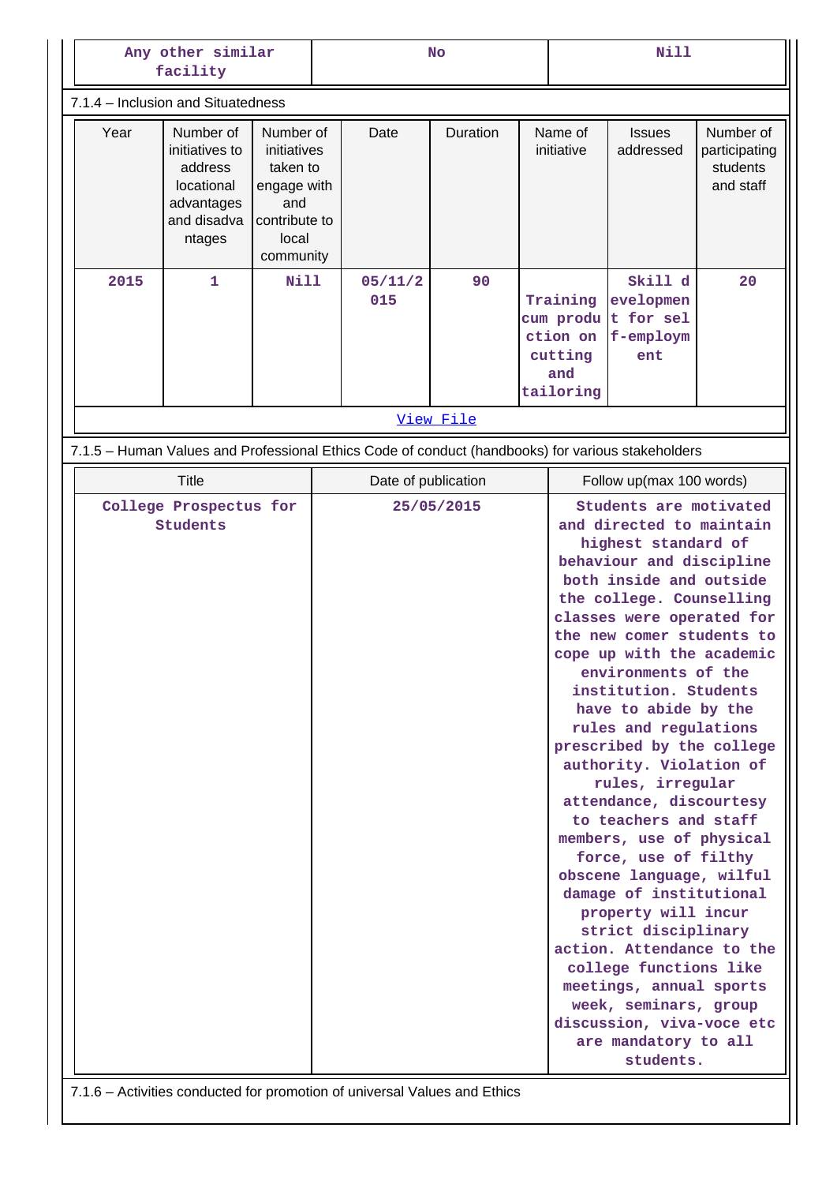| Any other similar facility | No | Nill |
|---|---|---|

7.1.4 – Inclusion and Situatedness

| Year | Number of initiatives to address locational advantages and disadvantages | Number of initiatives taken to engage with and contribute to local community | Date | Duration | Name of initiative | Issues addressed | Number of participating students and staff |
|---|---|---|---|---|---|---|---|
| 2015 | 1 | Nill | 05/11/2015 | 90 | Training cum production on cutting and tailoring | Skill development for self-employment | 20 |

View File

7.1.5 – Human Values and Professional Ethics Code of conduct (handbooks) for various stakeholders

| Title | Date of publication | Follow up(max 100 words) |
|---|---|---|
| College Prospectus for Students | 25/05/2015 | Students are motivated and directed to maintain highest standard of behaviour and discipline both inside and outside the college. Counselling classes were operated for the new comer students to cope up with the academic environments of the institution. Students have to abide by the rules and regulations prescribed by the college authority. Violation of rules, irregular attendance, discourtesy to teachers and staff members, use of physical force, use of filthy obscene language, wilful damage of institutional property will incur strict disciplinary action. Attendance to the college functions like meetings, annual sports week, seminars, group discussion, viva-voce etc are mandatory to all students. |

7.1.6 – Activities conducted for promotion of universal Values and Ethics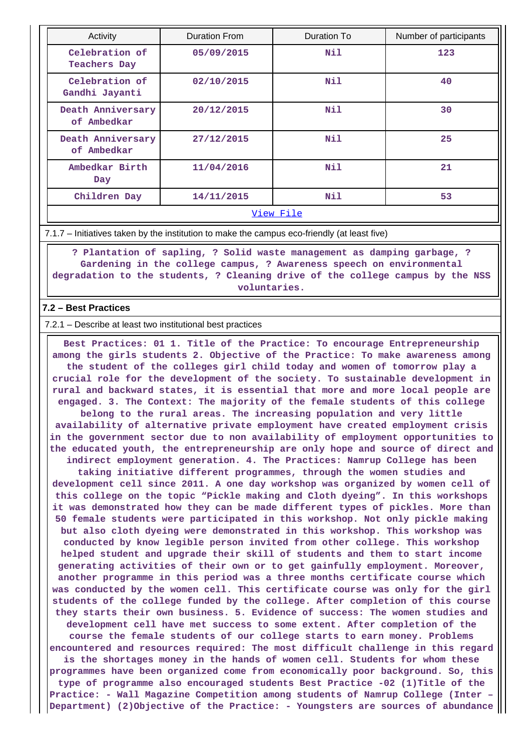| Activity | Duration From | Duration To | Number of participants |
|---|---|---|---|
| Celebration of Teachers Day | 05/09/2015 | Nil | 123 |
| Celebration of Gandhi Jayanti | 02/10/2015 | Nil | 40 |
| Death Anniversary of Ambedkar | 20/12/2015 | Nil | 30 |
| Death Anniversary of Ambedkar | 27/12/2015 | Nil | 25 |
| Ambedkar Birth Day | 11/04/2016 | Nil | 21 |
| Children Day | 14/11/2015 | Nil | 53 |

View File

7.1.7 – Initiatives taken by the institution to make the campus eco-friendly (at least five)

? Plantation of sapling, ? Solid waste management as damping garbage, ? Gardening in the college campus, ? Awareness speech on environmental degradation to the students, ? Cleaning drive of the college campus by the NSS voluntaries.

**7.2 – Best Practices**

7.2.1 – Describe at least two institutional best practices

Best Practices: 01 1. Title of the Practice: To encourage Entrepreneurship among the girls students 2. Objective of the Practice: To make awareness among the student of the colleges girl child today and women of tomorrow play a crucial role for the development of the society. To sustainable development in rural and backward states, it is essential that more and more local people are engaged. 3. The Context: The majority of the female students of this college belong to the rural areas. The increasing population and very little availability of alternative private employment have created employment crisis in the government sector due to non availability of employment opportunities to the educated youth, the entrepreneurship are only hope and source of direct and indirect employment generation. 4. The Practices: Namrup College has been taking initiative different programmes, through the women studies and development cell since 2011. A one day workshop was organized by women cell of this college on the topic "Pickle making and Cloth dyeing". In this workshops it was demonstrated how they can be made different types of pickles. More than 50 female students were participated in this workshop. Not only pickle making but also cloth dyeing were demonstrated in this workshop. This workshop was conducted by know legible person invited from other college. This workshop helped student and upgrade their skill of students and them to start income generating activities of their own or to get gainfully employment. Moreover, another programme in this period was a three months certificate course which was conducted by the women cell. This certificate course was only for the girl students of the college funded by the college. After completion of this course they starts their own business. 5. Evidence of success: The women studies and development cell have met success to some extent. After completion of the course the female students of our college starts to earn money. Problems encountered and resources required: The most difficult challenge in this regard is the shortages money in the hands of women cell. Students for whom these programmes have been organized come from economically poor background. So, this type of programme also encouraged students Best Practice -02 (1)Title of the Practice: - Wall Magazine Competition among students of Namrup College (Inter – Department) (2)Objective of the Practice: - Youngsters are sources of abundance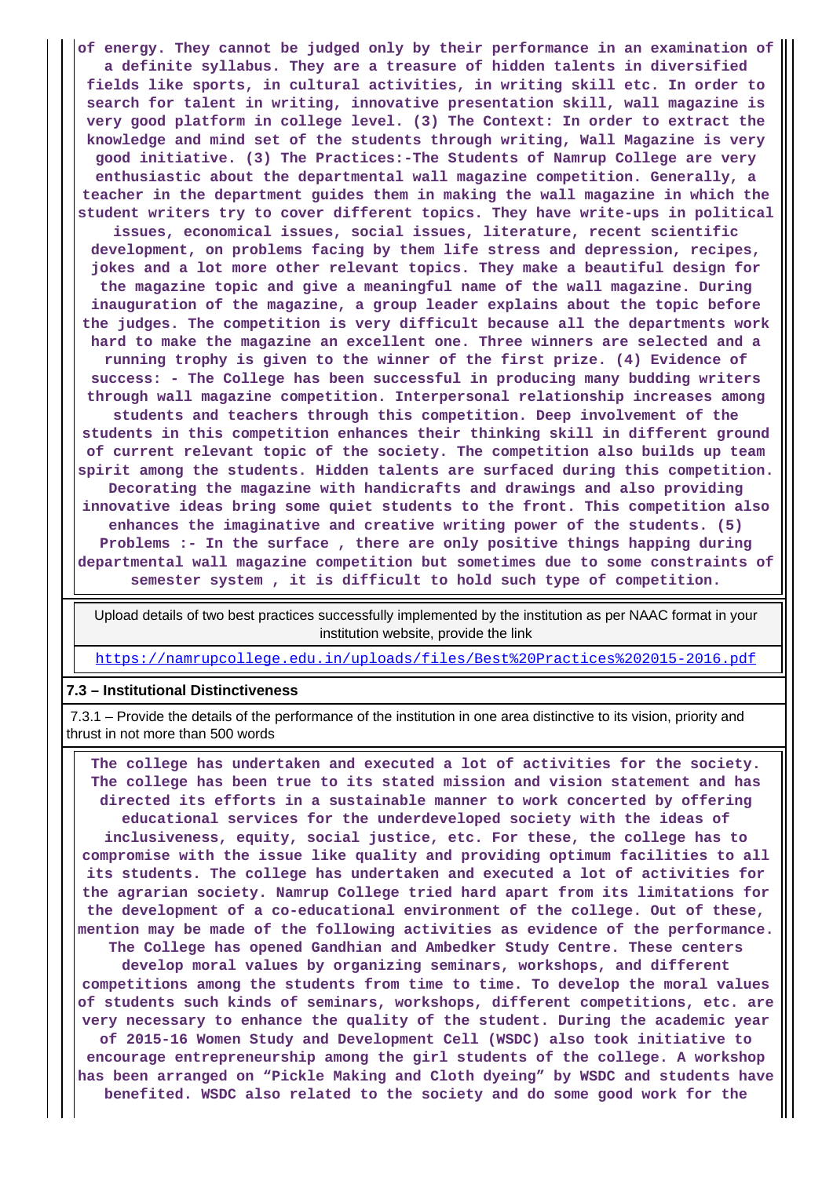of energy. They cannot be judged only by their performance in an examination of a definite syllabus. They are a treasure of hidden talents in diversified fields like sports, in cultural activities, in writing skill etc. In order to search for talent in writing, innovative presentation skill, wall magazine is very good platform in college level. (3) The Context: In order to extract the knowledge and mind set of the students through writing, Wall Magazine is very good initiative. (3) The Practices:-The Students of Namrup College are very enthusiastic about the departmental wall magazine competition. Generally, a teacher in the department guides them in making the wall magazine in which the student writers try to cover different topics. They have write-ups in political issues, economical issues, social issues, literature, recent scientific development, on problems facing by them life stress and depression, recipes, jokes and a lot more other relevant topics. They make a beautiful design for the magazine topic and give a meaningful name of the wall magazine. During inauguration of the magazine, a group leader explains about the topic before the judges. The competition is very difficult because all the departments work hard to make the magazine an excellent one. Three winners are selected and a running trophy is given to the winner of the first prize. (4) Evidence of success: - The College has been successful in producing many budding writers through wall magazine competition. Interpersonal relationship increases among students and teachers through this competition. Deep involvement of the students in this competition enhances their thinking skill in different ground of current relevant topic of the society. The competition also builds up team spirit among the students. Hidden talents are surfaced during this competition. Decorating the magazine with handicrafts and drawings and also providing innovative ideas bring some quiet students to the front. This competition also enhances the imaginative and creative writing power of the students. (5) Problems :- In the surface , there are only positive things happing during departmental wall magazine competition but sometimes due to some constraints of semester system , it is difficult to hold such type of competition.

| Upload details of two best practices successfully implemented by the institution as per NAAC format in your institution website, provide the link |
|---|
| https://namrupcollege.edu.in/uploads/files/Best%20Practices%202015-2016.pdf |

**7.3 – Institutional Distinctiveness**

7.3.1 – Provide the details of the performance of the institution in one area distinctive to its vision, priority and thrust in not more than 500 words

The college has undertaken and executed a lot of activities for the society. The college has been true to its stated mission and vision statement and has directed its efforts in a sustainable manner to work concerted by offering educational services for the underdeveloped society with the ideas of inclusiveness, equity, social justice, etc. For these, the college has to compromise with the issue like quality and providing optimum facilities to all its students. The college has undertaken and executed a lot of activities for the agrarian society. Namrup College tried hard apart from its limitations for the development of a co-educational environment of the college. Out of these, mention may be made of the following activities as evidence of the performance. The College has opened Gandhian and Ambedker Study Centre. These centers develop moral values by organizing seminars, workshops, and different competitions among the students from time to time. To develop the moral values of students such kinds of seminars, workshops, different competitions, etc. are very necessary to enhance the quality of the student. During the academic year of 2015-16 Women Study and Development Cell (WSDC) also took initiative to encourage entrepreneurship among the girl students of the college. A workshop has been arranged on “Pickle Making and Cloth dyeing” by WSDC and students have benefited. WSDC also related to the society and do some good work for the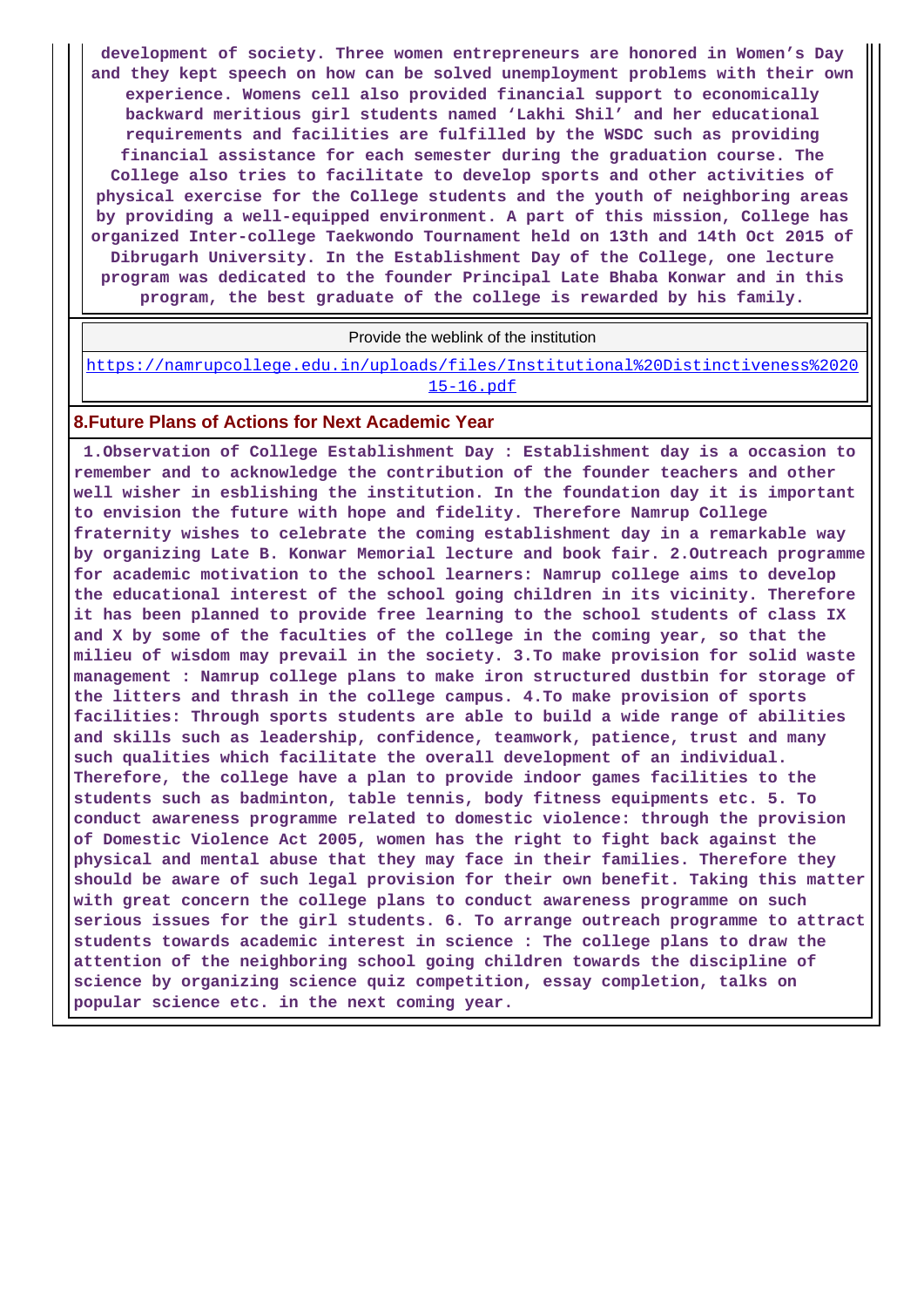development of society. Three women entrepreneurs are honored in Women's Day and they kept speech on how can be solved unemployment problems with their own experience. Womens cell also provided financial support to economically backward meritious girl students named 'Lakhi Shil' and her educational requirements and facilities are fulfilled by the WSDC such as providing financial assistance for each semester during the graduation course. The College also tries to facilitate to develop sports and other activities of physical exercise for the College students and the youth of neighboring areas by providing a well-equipped environment. A part of this mission, College has organized Inter-college Taekwondo Tournament held on 13th and 14th Oct 2015 of Dibrugarh University. In the Establishment Day of the College, one lecture program was dedicated to the founder Principal Late Bhaba Konwar and in this program, the best graduate of the college is rewarded by his family.

| Provide the weblink of the institution |
| --- |
| https://namrupcollege.edu.in/uploads/files/Institutional%20Distinctiveness%202015-16.pdf |

## 8.Future Plans of Actions for Next Academic Year

1.Observation of College Establishment Day : Establishment day is a occasion to remember and to acknowledge the contribution of the founder teachers and other well wisher in esblishing the institution. In the foundation day it is important to envision the future with hope and fidelity. Therefore Namrup College fraternity wishes to celebrate the coming establishment day in a remarkable way by organizing Late B. Konwar Memorial lecture and book fair. 2.Outreach programme for academic motivation to the school learners: Namrup college aims to develop the educational interest of the school going children in its vicinity. Therefore it has been planned to provide free learning to the school students of class IX and X by some of the faculties of the college in the coming year, so that the milieu of wisdom may prevail in the society. 3.To make provision for solid waste management : Namrup college plans to make iron structured dustbin for storage of the litters and thrash in the college campus. 4.To make provision of sports facilities: Through sports students are able to build a wide range of abilities and skills such as leadership, confidence, teamwork, patience, trust and many such qualities which facilitate the overall development of an individual. Therefore, the college have a plan to provide indoor games facilities to the students such as badminton, table tennis, body fitness equipments etc. 5. To conduct awareness programme related to domestic violence: through the provision of Domestic Violence Act 2005, women has the right to fight back against the physical and mental abuse that they may face in their families. Therefore they should be aware of such legal provision for their own benefit. Taking this matter with great concern the college plans to conduct awareness programme on such serious issues for the girl students. 6. To arrange outreach programme to attract students towards academic interest in science : The college plans to draw the attention of the neighboring school going children towards the discipline of science by organizing science quiz competition, essay completion, talks on popular science etc. in the next coming year.